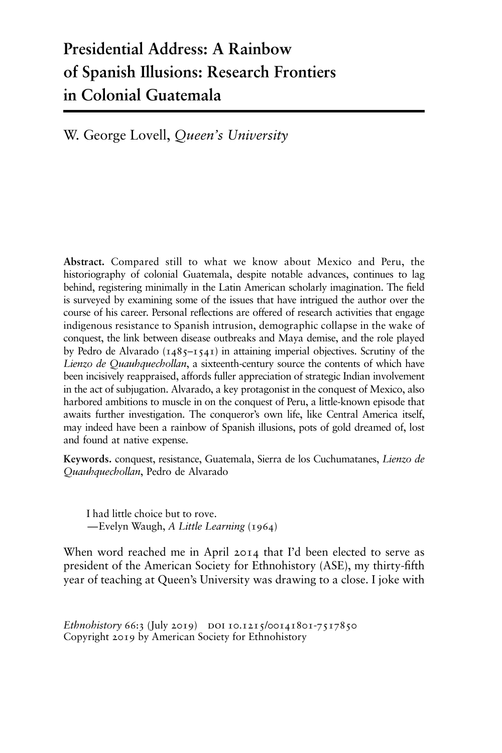# Presidential Address: A Rainbow of Spanish Illusions: Research Frontiers in Colonial Guatemala

W. George Lovell, *Queen's University*

**Abstract.** Compared still to what we know about Mexico and Peru, the historiography of colonial Guatemala, despite notable advances, continues to lag behind, registering minimally in the Latin American scholarly imagination. The field is surveyed by examining some of the issues that have intrigued the author over the course of his career. Personal reflections are offered of research activities that engage indigenous resistance to Spanish intrusion, demographic collapse in the wake of conquest, the link between disease outbreaks and Maya demise, and the role played by Pedro de Alvarado (1485–1541) in attaining imperial objectives. Scrutiny of the *Lienzo de Quauhquechollan*, a sixteenth-century source the contents of which have been incisively reappraised, affords fuller appreciation of strategic Indian involvement in the act of subjugation. Alvarado, a key protagonist in the conquest of Mexico, also harbored ambitions to muscle in on the conquest of Peru, a little-known episode that awaits further investigation. The conqueror's own life, like Central America itself, may indeed have been a rainbow of Spanish illusions, pots of gold dreamed of, lost and found at native expense.

**Keywords.** conquest, resistance, Guatemala, Sierra de los Cuchumatanes, *Lienzo de Quauhquechollan*, Pedro de Alvarado

> I had little choice but to rove.
> —Evelyn Waugh, *A Little Learning* (1964)

When word reached me in April 2014 that I'd been elected to serve as president of the American Society for Ethnohistory (ASE), my thirty-fifth year of teaching at Queen's University was drawing to a close. I joke with

*Ethnohistory* 66:3 (July 2019) DOI 10.1215/00141801-7517850
Copyright 2019 by American Society for Ethnohistory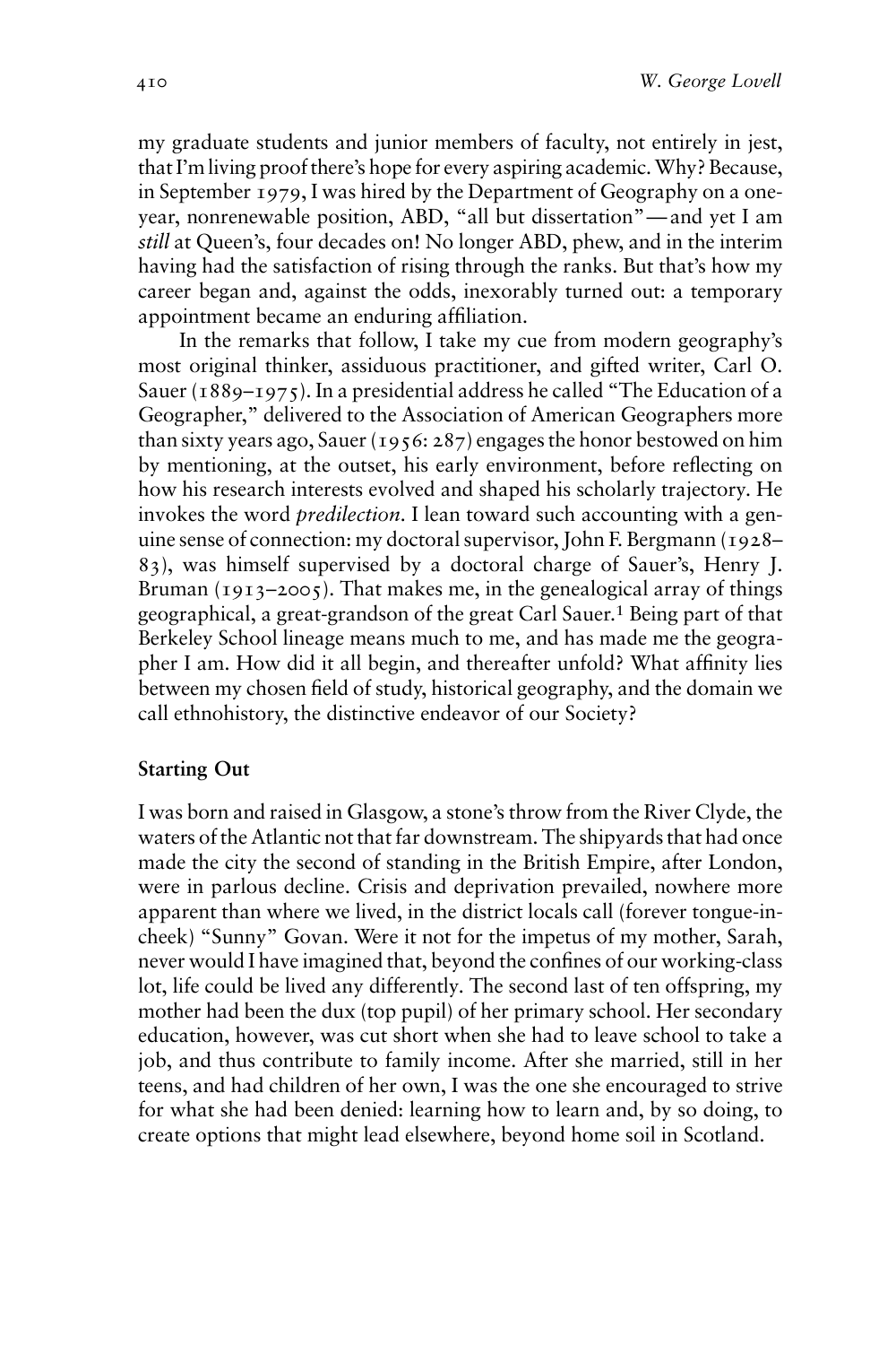my graduate students and junior members of faculty, not entirely in jest, that I'm living proof there's hope for every aspiring academic. Why? Because, in September 1979, I was hired by the Department of Geography on a one-year, nonrenewable position, ABD, "all but dissertation"—and yet I am *still* at Queen's, four decades on! No longer ABD, phew, and in the interim having had the satisfaction of rising through the ranks. But that's how my career began and, against the odds, inexorably turned out: a temporary appointment became an enduring affiliation.

In the remarks that follow, I take my cue from modern geography's most original thinker, assiduous practitioner, and gifted writer, Carl O. Sauer (1889–1975). In a presidential address he called "The Education of a Geographer," delivered to the Association of American Geographers more than sixty years ago, Sauer (1956: 287) engages the honor bestowed on him by mentioning, at the outset, his early environment, before reflecting on how his research interests evolved and shaped his scholarly trajectory. He invokes the word *predilection*. I lean toward such accounting with a genuine sense of connection: my doctoral supervisor, John F. Bergmann (1928–83), was himself supervised by a doctoral charge of Sauer's, Henry J. Bruman (1913–2005). That makes me, in the genealogical array of things geographical, a great-grandson of the great Carl Sauer.[1] Being part of that Berkeley School lineage means much to me, and has made me the geographer I am. How did it all begin, and thereafter unfold? What affinity lies between my chosen field of study, historical geography, and the domain we call ethnohistory, the distinctive endeavor of our Society?

## Starting Out

I was born and raised in Glasgow, a stone's throw from the River Clyde, the waters of the Atlantic not that far downstream. The shipyards that had once made the city the second of standing in the British Empire, after London, were in parlous decline. Crisis and deprivation prevailed, nowhere more apparent than where we lived, in the district locals call (forever tongue-in-cheek) "Sunny" Govan. Were it not for the impetus of my mother, Sarah, never would I have imagined that, beyond the confines of our working-class lot, life could be lived any differently. The second last of ten offspring, my mother had been the dux (top pupil) of her primary school. Her secondary education, however, was cut short when she had to leave school to take a job, and thus contribute to family income. After she married, still in her teens, and had children of her own, I was the one she encouraged to strive for what she had been denied: learning how to learn and, by so doing, to create options that might lead elsewhere, beyond home soil in Scotland.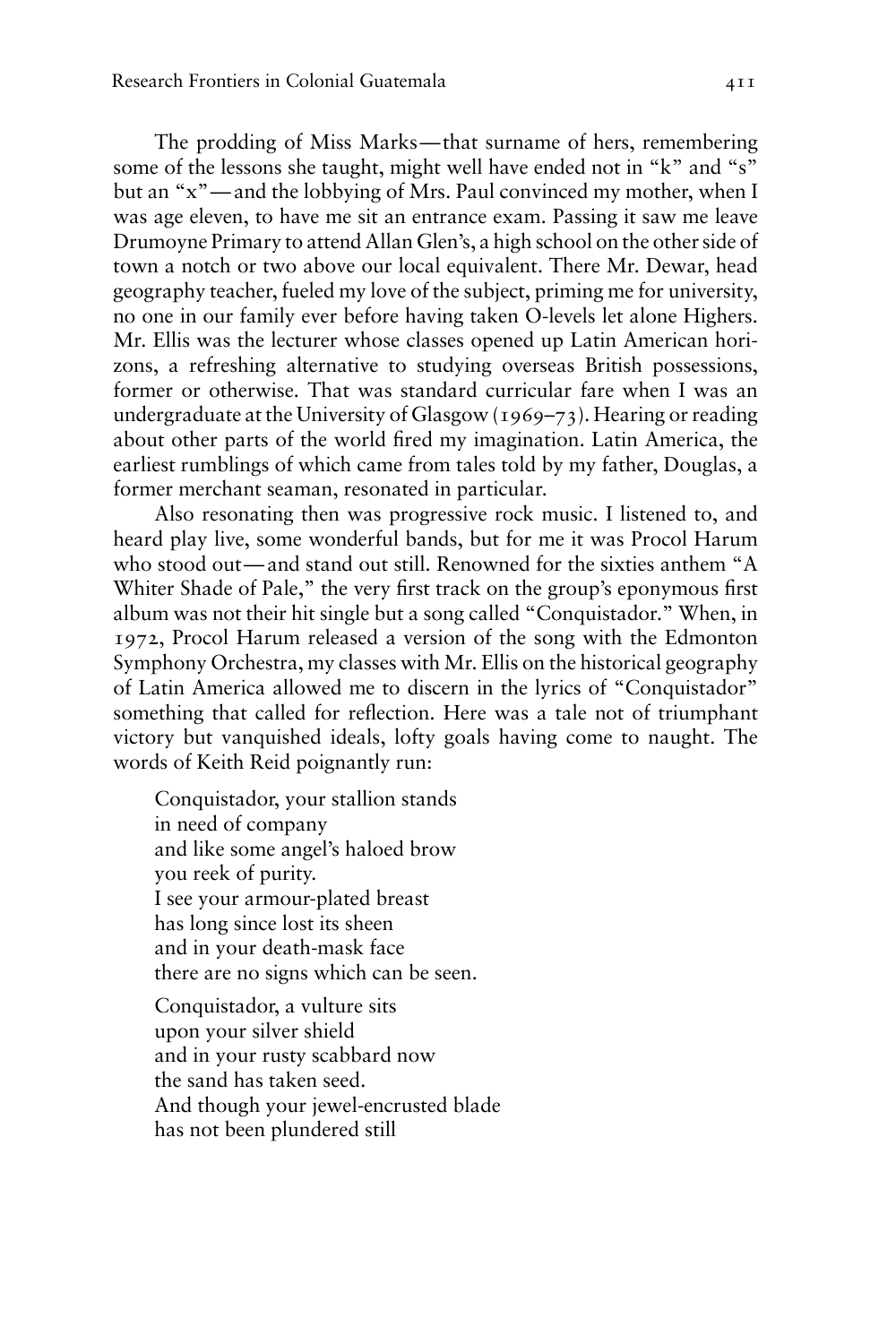The prodding of Miss Marks—that surname of hers, remembering some of the lessons she taught, might well have ended not in "k" and "s" but an "x"—and the lobbying of Mrs. Paul convinced my mother, when I was age eleven, to have me sit an entrance exam. Passing it saw me leave Drumoyne Primary to attend Allan Glen's, a high school on the other side of town a notch or two above our local equivalent. There Mr. Dewar, head geography teacher, fueled my love of the subject, priming me for university, no one in our family ever before having taken O-levels let alone Highers. Mr. Ellis was the lecturer whose classes opened up Latin American horizons, a refreshing alternative to studying overseas British possessions, former or otherwise. That was standard curricular fare when I was an undergraduate at the University of Glasgow (1969–73). Hearing or reading about other parts of the world fired my imagination. Latin America, the earliest rumblings of which came from tales told by my father, Douglas, a former merchant seaman, resonated in particular.

Also resonating then was progressive rock music. I listened to, and heard play live, some wonderful bands, but for me it was Procol Harum who stood out—and stand out still. Renowned for the sixties anthem "A Whiter Shade of Pale," the very first track on the group's eponymous first album was not their hit single but a song called "Conquistador." When, in 1972, Procol Harum released a version of the song with the Edmonton Symphony Orchestra, my classes with Mr. Ellis on the historical geography of Latin America allowed me to discern in the lyrics of "Conquistador" something that called for reflection. Here was a tale not of triumphant victory but vanquished ideals, lofty goals having come to naught. The words of Keith Reid poignantly run:

> Conquistador, your stallion stands
> in need of company
> and like some angel's haloed brow
> you reek of purity.
> I see your armour-plated breast
> has long since lost its sheen
> and in your death-mask face
> there are no signs which can be seen.
>
> Conquistador, a vulture sits
> upon your silver shield
> and in your rusty scabbard now
> the sand has taken seed.
> And though your jewel-encrusted blade
> has not been plundered still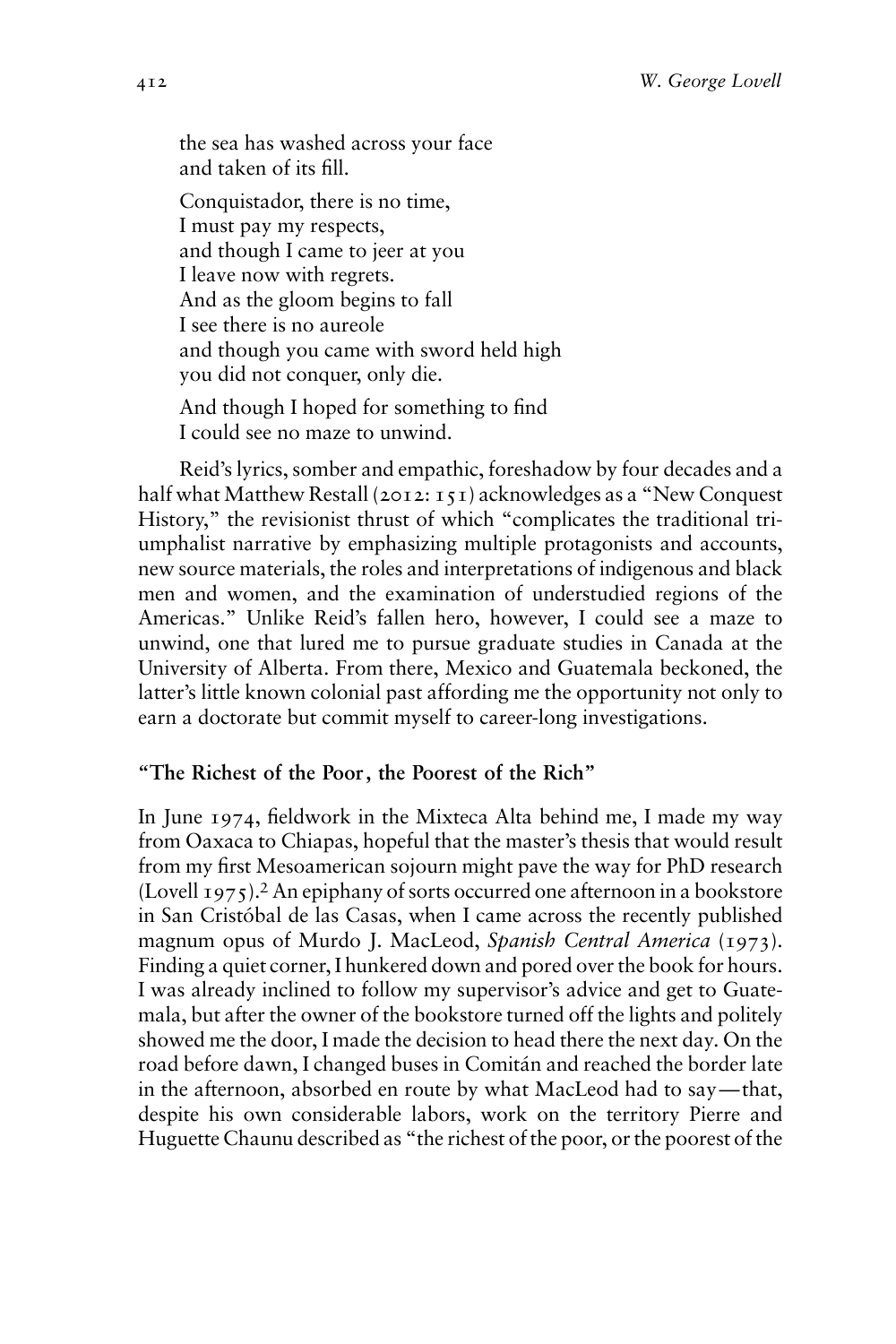the sea has washed across your face  
and taken of its fill.

Conquistador, there is no time,  
I must pay my respects,  
and though I came to jeer at you  
I leave now with regrets.  
And as the gloom begins to fall  
I see there is no aureole  
and though you came with sword held high  
you did not conquer, only die.

And though I hoped for something to find  
I could see no maze to unwind.

Reid's lyrics, somber and empathic, foreshadow by four decades and a half what Matthew Restall (2012: 151) acknowledges as a "New Conquest History," the revisionist thrust of which "complicates the traditional triumphalist narrative by emphasizing multiple protagonists and accounts, new source materials, the roles and interpretations of indigenous and black men and women, and the examination of understudied regions of the Americas." Unlike Reid's fallen hero, however, I could see a maze to unwind, one that lured me to pursue graduate studies in Canada at the University of Alberta. From there, Mexico and Guatemala beckoned, the latter's little known colonial past affording me the opportunity not only to earn a doctorate but commit myself to career-long investigations.

## "The Richest of the Poor, the Poorest of the Rich"

In June 1974, fieldwork in the Mixteca Alta behind me, I made my way from Oaxaca to Chiapas, hopeful that the master's thesis that would result from my first Mesoamerican sojourn might pave the way for PhD research (Lovell 1975).[2] An epiphany of sorts occurred one afternoon in a bookstore in San Cristóbal de las Casas, when I came across the recently published magnum opus of Murdo J. MacLeod, *Spanish Central America* (1973). Finding a quiet corner, I hunkered down and pored over the book for hours. I was already inclined to follow my supervisor's advice and get to Guatemala, but after the owner of the bookstore turned off the lights and politely showed me the door, I made the decision to head there the next day. On the road before dawn, I changed buses in Comitán and reached the border late in the afternoon, absorbed en route by what MacLeod had to say—that, despite his own considerable labors, work on the territory Pierre and Huguette Chaunu described as "the richest of the poor, or the poorest of the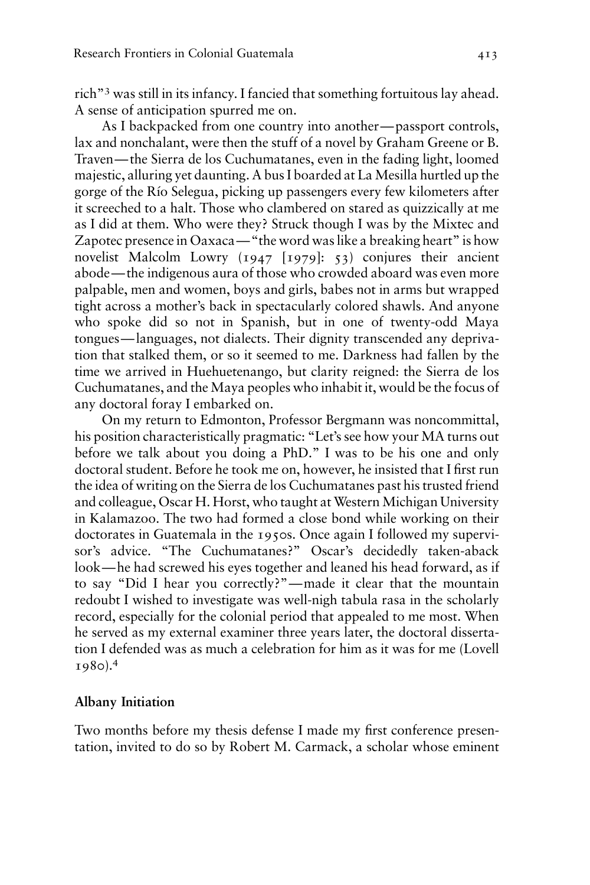rich"[3] was still in its infancy. I fancied that something fortuitous lay ahead. A sense of anticipation spurred me on.

As I backpacked from one country into another—passport controls, lax and nonchalant, were then the stuff of a novel by Graham Greene or B. Traven—the Sierra de los Cuchumatanes, even in the fading light, loomed majestic, alluring yet daunting. A bus I boarded at La Mesilla hurtled up the gorge of the Río Selegua, picking up passengers every few kilometers after it screeched to a halt. Those who clambered on stared as quizzically at me as I did at them. Who were they? Struck though I was by the Mixtec and Zapotec presence in Oaxaca—"the word was like a breaking heart" is how novelist Malcolm Lowry (1947 [1979]: 53) conjures their ancient abode—the indigenous aura of those who crowded aboard was even more palpable, men and women, boys and girls, babes not in arms but wrapped tight across a mother's back in spectacularly colored shawls. And anyone who spoke did so not in Spanish, but in one of twenty-odd Maya tongues—languages, not dialects. Their dignity transcended any deprivation that stalked them, or so it seemed to me. Darkness had fallen by the time we arrived in Huehuetenango, but clarity reigned: the Sierra de los Cuchumatanes, and the Maya peoples who inhabit it, would be the focus of any doctoral foray I embarked on.

On my return to Edmonton, Professor Bergmann was noncommittal, his position characteristically pragmatic: "Let's see how your MA turns out before we talk about you doing a PhD." I was to be his one and only doctoral student. Before he took me on, however, he insisted that I first run the idea of writing on the Sierra de los Cuchumatanes past his trusted friend and colleague, Oscar H. Horst, who taught at Western Michigan University in Kalamazoo. The two had formed a close bond while working on their doctorates in Guatemala in the 1950s. Once again I followed my supervisor's advice. "The Cuchumatanes?" Oscar's decidedly taken-aback look—he had screwed his eyes together and leaned his head forward, as if to say "Did I hear you correctly?"—made it clear that the mountain redoubt I wished to investigate was well-nigh tabula rasa in the scholarly record, especially for the colonial period that appealed to me most. When he served as my external examiner three years later, the doctoral dissertation I defended was as much a celebration for him as it was for me (Lovell 1980).[4]

## Albany Initiation

Two months before my thesis defense I made my first conference presentation, invited to do so by Robert M. Carmack, a scholar whose eminent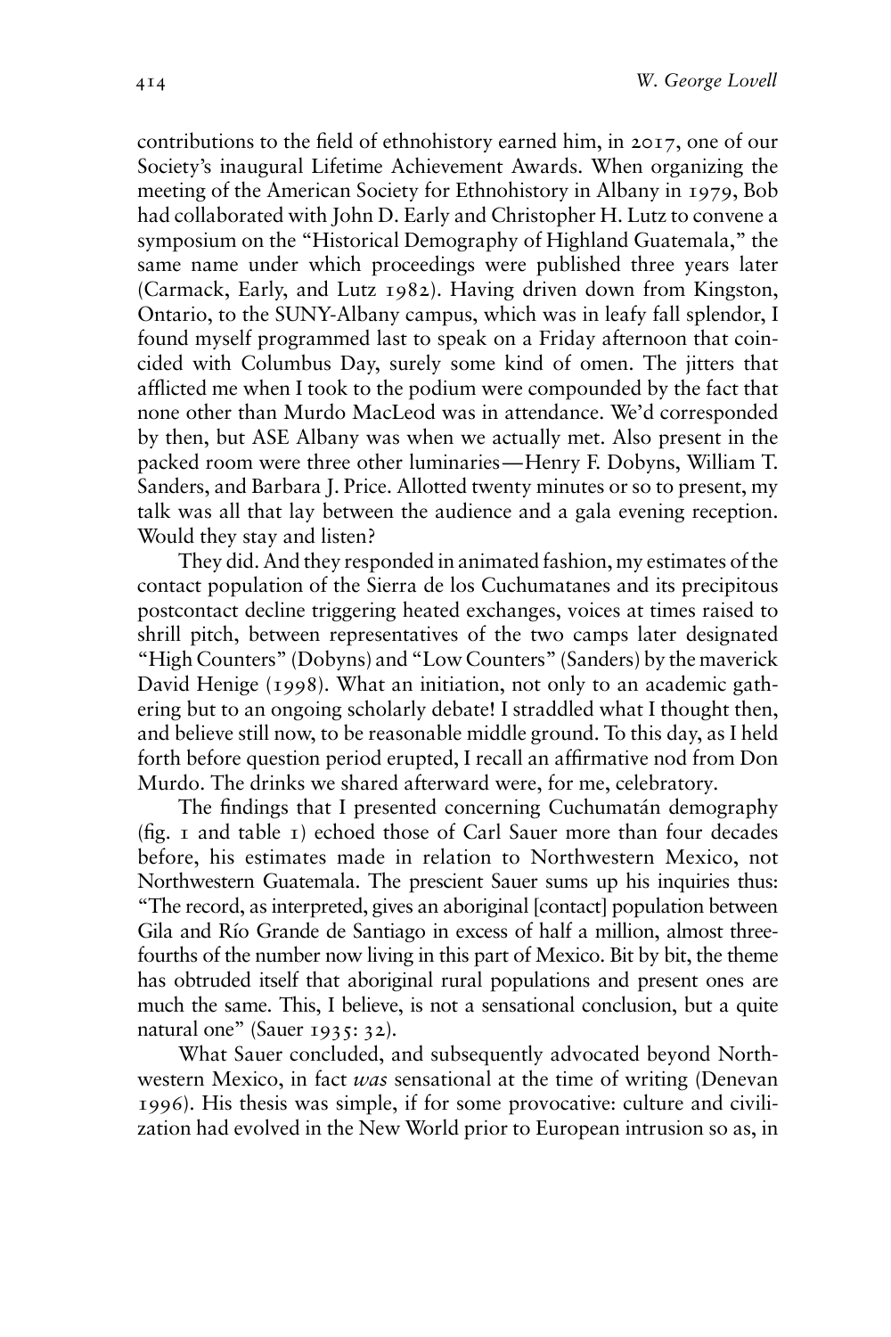contributions to the field of ethnohistory earned him, in 2017, one of our Society's inaugural Lifetime Achievement Awards. When organizing the meeting of the American Society for Ethnohistory in Albany in 1979, Bob had collaborated with John D. Early and Christopher H. Lutz to convene a symposium on the "Historical Demography of Highland Guatemala," the same name under which proceedings were published three years later (Carmack, Early, and Lutz 1982). Having driven down from Kingston, Ontario, to the SUNY-Albany campus, which was in leafy fall splendor, I found myself programmed last to speak on a Friday afternoon that coincided with Columbus Day, surely some kind of omen. The jitters that afflicted me when I took to the podium were compounded by the fact that none other than Murdo MacLeod was in attendance. We'd corresponded by then, but ASE Albany was when we actually met. Also present in the packed room were three other luminaries—Henry F. Dobyns, William T. Sanders, and Barbara J. Price. Allotted twenty minutes or so to present, my talk was all that lay between the audience and a gala evening reception. Would they stay and listen?

They did. And they responded in animated fashion, my estimates of the contact population of the Sierra de los Cuchumatanes and its precipitous postcontact decline triggering heated exchanges, voices at times raised to shrill pitch, between representatives of the two camps later designated "High Counters" (Dobyns) and "Low Counters" (Sanders) by the maverick David Henige (1998). What an initiation, not only to an academic gathering but to an ongoing scholarly debate! I straddled what I thought then, and believe still now, to be reasonable middle ground. To this day, as I held forth before question period erupted, I recall an affirmative nod from Don Murdo. The drinks we shared afterward were, for me, celebratory.

The findings that I presented concerning Cuchumatán demography (fig. 1 and table 1) echoed those of Carl Sauer more than four decades before, his estimates made in relation to Northwestern Mexico, not Northwestern Guatemala. The prescient Sauer sums up his inquiries thus: "The record, as interpreted, gives an aboriginal [contact] population between Gila and Río Grande de Santiago in excess of half a million, almost three-fourths of the number now living in this part of Mexico. Bit by bit, the theme has obtruded itself that aboriginal rural populations and present ones are much the same. This, I believe, is not a sensational conclusion, but a quite natural one" (Sauer 1935: 32).

What Sauer concluded, and subsequently advocated beyond Northwestern Mexico, in fact *was* sensational at the time of writing (Denevan 1996). His thesis was simple, if for some provocative: culture and civilization had evolved in the New World prior to European intrusion so as, in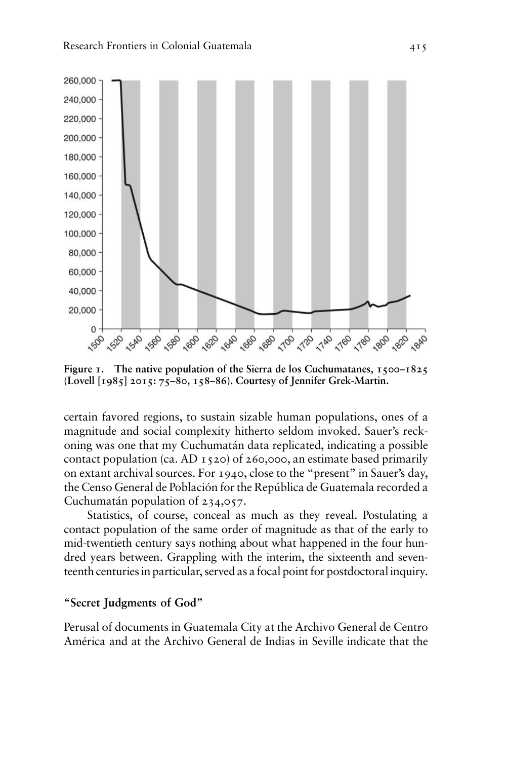Figure 1. The native population of the Sierra de los Cuchumatanes, 1500–1825 (Lovell [1985] 2015: 75–80, 158–86). Courtesy of Jennifer Grek-Martin.

certain favored regions, to sustain sizable human populations, ones of a magnitude and social complexity hitherto seldom invoked. Sauer's reckoning was one that my Cuchumatán data replicated, indicating a possible contact population (ca. AD 1520) of 260,000, an estimate based primarily on extant archival sources. For 1940, close to the "present" in Sauer's day, the Censo General de Población for the República de Guatemala recorded a Cuchumatán population of 234,057.

Statistics, of course, conceal as much as they reveal. Postulating a contact population of the same order of magnitude as that of the early to mid-twentieth century says nothing about what happened in the four hundred years between. Grappling with the interim, the sixteenth and seventeenth centuries in particular, served as a focal point for postdoctoral inquiry.

## "Secret Judgments of God"

Perusal of documents in Guatemala City at the Archivo General de Centro América and at the Archivo General de Indias in Seville indicate that the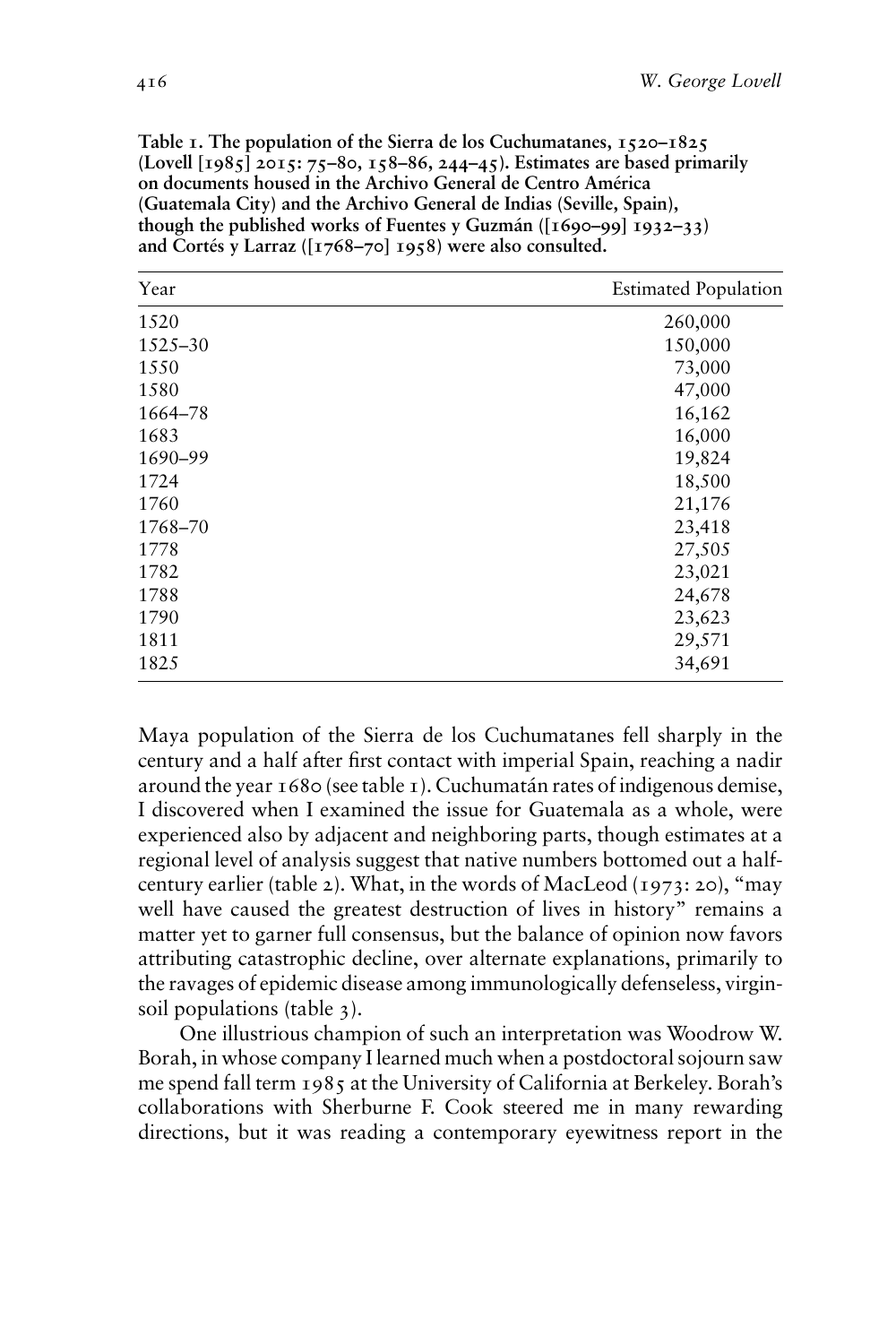**Table 1. The population of the Sierra de los Cuchumatanes, 1520–1825 (Lovell [1985] 2015: 75–80, 158–86, 244–45). Estimates are based primarily on documents housed in the Archivo General de Centro América (Guatemala City) and the Archivo General de Indias (Seville, Spain), though the published works of Fuentes y Guzmán ([1690–99] 1932–33) and Cortés y Larraz ([1768–70] 1958) were also consulted.**

| Year | Estimated Population |
|---|---:|
| 1520 | 260,000 |
| 1525–30 | 150,000 |
| 1550 | 73,000 |
| 1580 | 47,000 |
| 1664–78 | 16,162 |
| 1683 | 16,000 |
| 1690–99 | 19,824 |
| 1724 | 18,500 |
| 1760 | 21,176 |
| 1768–70 | 23,418 |
| 1778 | 27,505 |
| 1782 | 23,021 |
| 1788 | 24,678 |
| 1790 | 23,623 |
| 1811 | 29,571 |
| 1825 | 34,691 |

Maya population of the Sierra de los Cuchumatanes fell sharply in the century and a half after first contact with imperial Spain, reaching a nadir around the year 1680 (see table 1). Cuchumatán rates of indigenous demise, I discovered when I examined the issue for Guatemala as a whole, were experienced also by adjacent and neighboring parts, though estimates at a regional level of analysis suggest that native numbers bottomed out a half-century earlier (table 2). What, in the words of MacLeod (1973: 20), "may well have caused the greatest destruction of lives in history" remains a matter yet to garner full consensus, but the balance of opinion now favors attributing catastrophic decline, over alternate explanations, primarily to the ravages of epidemic disease among immunologically defenseless, virgin-soil populations (table 3).

One illustrious champion of such an interpretation was Woodrow W. Borah, in whose company I learned much when a postdoctoral sojourn saw me spend fall term 1985 at the University of California at Berkeley. Borah's collaborations with Sherburne F. Cook steered me in many rewarding directions, but it was reading a contemporary eyewitness report in the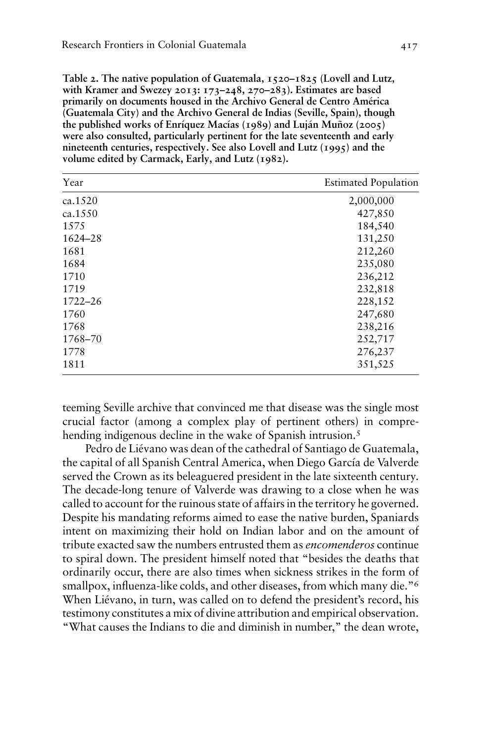**Table 2. The native population of Guatemala, 1520–1825 (Lovell and Lutz, with Kramer and Swezey 2013: 173–248, 270–283). Estimates are based primarily on documents housed in the Archivo General de Centro América (Guatemala City) and the Archivo General de Indias (Seville, Spain), though the published works of Enríquez Macías (1989) and Luján Muñoz (2005) were also consulted, particularly pertinent for the late seventeenth and early nineteenth centuries, respectively. See also Lovell and Lutz (1995) and the volume edited by Carmack, Early, and Lutz (1982).**

| Year | Estimated Population |
|---|---|
| ca.1520 | 2,000,000 |
| ca.1550 | 427,850 |
| 1575 | 184,540 |
| 1624–28 | 131,250 |
| 1681 | 212,260 |
| 1684 | 235,080 |
| 1710 | 236,212 |
| 1719 | 232,818 |
| 1722–26 | 228,152 |
| 1760 | 247,680 |
| 1768 | 238,216 |
| 1768–70 | 252,717 |
| 1778 | 276,237 |
| 1811 | 351,525 |

teeming Seville archive that convinced me that disease was the single most crucial factor (among a complex play of pertinent others) in comprehending indigenous decline in the wake of Spanish intrusion.[5]

Pedro de Liévano was dean of the cathedral of Santiago de Guatemala, the capital of all Spanish Central America, when Diego García de Valverde served the Crown as its beleaguered president in the late sixteenth century. The decade-long tenure of Valverde was drawing to a close when he was called to account for the ruinous state of affairs in the territory he governed. Despite his mandating reforms aimed to ease the native burden, Spaniards intent on maximizing their hold on Indian labor and on the amount of tribute exacted saw the numbers entrusted them as *encomenderos* continue to spiral down. The president himself noted that "besides the deaths that ordinarily occur, there are also times when sickness strikes in the form of smallpox, influenza-like colds, and other diseases, from which many die."[6] When Liévano, in turn, was called on to defend the president's record, his testimony constitutes a mix of divine attribution and empirical observation. "What causes the Indians to die and diminish in number," the dean wrote,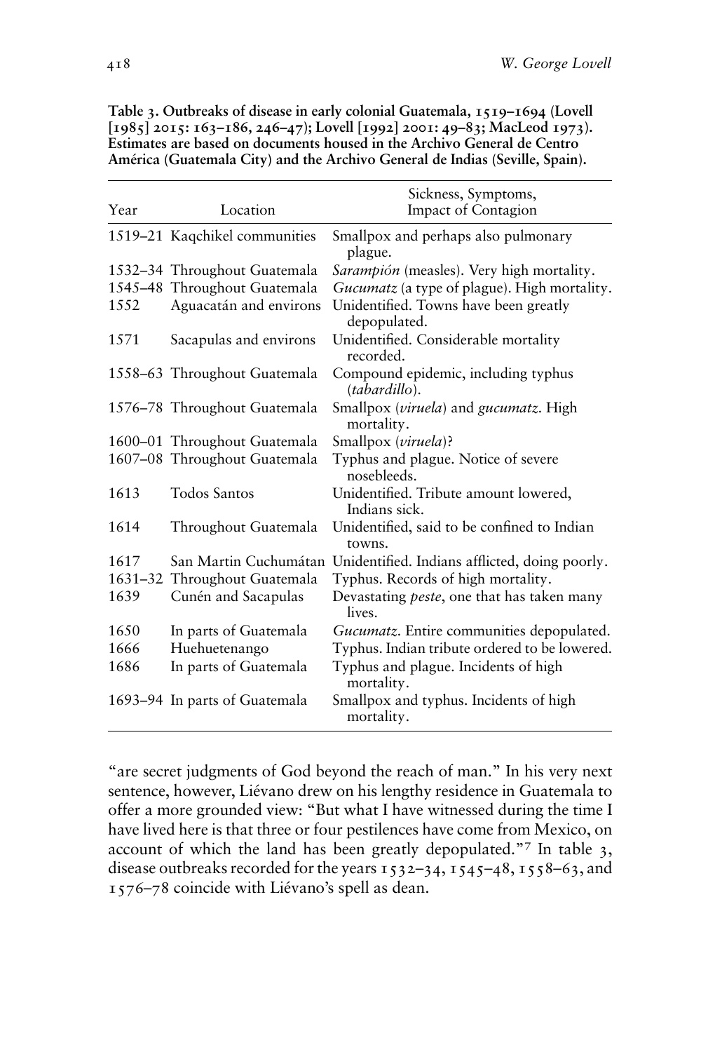**Table 3. Outbreaks of disease in early colonial Guatemala, 1519–1694 (Lovell [1985] 2015: 163–186, 246–47); Lovell [1992] 2001: 49–83; MacLeod 1973). Estimates are based on documents housed in the Archivo General de Centro América (Guatemala City) and the Archivo General de Indias (Seville, Spain).**

| Year | Location | Sickness, Symptoms, Impact of Contagion |
|---|---|---|
| 1519–21 | Kaqchikel communities | Smallpox and perhaps also pulmonary plague. |
| 1532–34 | Throughout Guatemala | *Sarampión* (measles). Very high mortality. |
| 1545–48 | Throughout Guatemala | *Gucumatz* (a type of plague). High mortality. |
| 1552 | Aguacatán and environs | Unidentified. Towns have been greatly depopulated. |
| 1571 | Sacapulas and environs | Unidentified. Considerable mortality recorded. |
| 1558–63 | Throughout Guatemala | Compound epidemic, including typhus (*tabardillo*). |
| 1576–78 | Throughout Guatemala | Smallpox (*viruela*) and *gucumatz*. High mortality. |
| 1600–01 | Throughout Guatemala | Smallpox (*viruela*)? |
| 1607–08 | Throughout Guatemala | Typhus and plague. Notice of severe nosebleeds. |
| 1613 | Todos Santos | Unidentified. Tribute amount lowered, Indians sick. |
| 1614 | Throughout Guatemala | Unidentified, said to be confined to Indian towns. |
| 1617 | San Martin Cuchumátan | Unidentified. Indians afflicted, doing poorly. |
| 1631–32 | Throughout Guatemala | Typhus. Records of high mortality. |
| 1639 | Cunén and Sacapulas | Devastating *peste*, one that has taken many lives. |
| 1650 | In parts of Guatemala | *Gucumatz*. Entire communities depopulated. |
| 1666 | Huehuetenango | Typhus. Indian tribute ordered to be lowered. |
| 1686 | In parts of Guatemala | Typhus and plague. Incidents of high mortality. |
| 1693–94 | In parts of Guatemala | Smallpox and typhus. Incidents of high mortality. |

"are secret judgments of God beyond the reach of man." In his very next sentence, however, Liévano drew on his lengthy residence in Guatemala to offer a more grounded view: "But what I have witnessed during the time I have lived here is that three or four pestilences have come from Mexico, on account of which the land has been greatly depopulated."[7] In table 3, disease outbreaks recorded for the years 1532–34, 1545–48, 1558–63, and 1576–78 coincide with Liévano's spell as dean.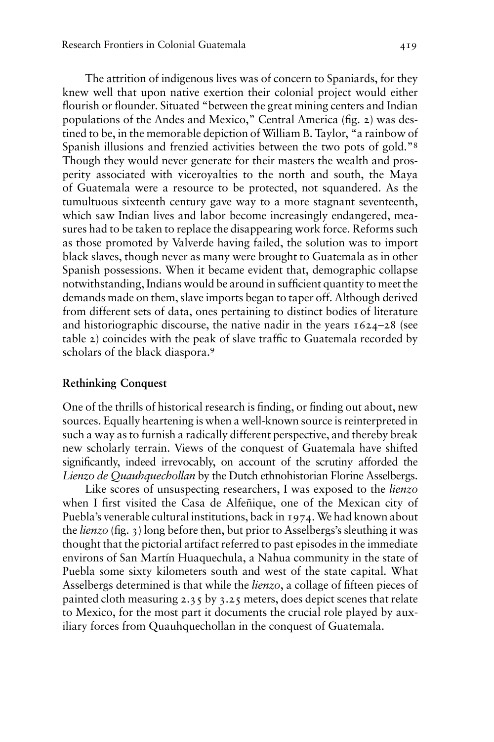The attrition of indigenous lives was of concern to Spaniards, for they knew well that upon native exertion their colonial project would either flourish or flounder. Situated "between the great mining centers and Indian populations of the Andes and Mexico," Central America (fig. 2) was destined to be, in the memorable depiction of William B. Taylor, "a rainbow of Spanish illusions and frenzied activities between the two pots of gold."[8] Though they would never generate for their masters the wealth and prosperity associated with viceroyalties to the north and south, the Maya of Guatemala were a resource to be protected, not squandered. As the tumultuous sixteenth century gave way to a more stagnant seventeenth, which saw Indian lives and labor become increasingly endangered, measures had to be taken to replace the disappearing work force. Reforms such as those promoted by Valverde having failed, the solution was to import black slaves, though never as many were brought to Guatemala as in other Spanish possessions. When it became evident that, demographic collapse notwithstanding, Indians would be around in sufficient quantity to meet the demands made on them, slave imports began to taper off. Although derived from different sets of data, ones pertaining to distinct bodies of literature and historiographic discourse, the native nadir in the years 1624–28 (see table 2) coincides with the peak of slave traffic to Guatemala recorded by scholars of the black diaspora.[9]

## Rethinking Conquest

One of the thrills of historical research is finding, or finding out about, new sources. Equally heartening is when a well-known source is reinterpreted in such a way as to furnish a radically different perspective, and thereby break new scholarly terrain. Views of the conquest of Guatemala have shifted significantly, indeed irrevocably, on account of the scrutiny afforded the *Lienzo de Quauhquechollan* by the Dutch ethnohistorian Florine Asselbergs.

Like scores of unsuspecting researchers, I was exposed to the *lienzo* when I first visited the Casa de Alfeñique, one of the Mexican city of Puebla's venerable cultural institutions, back in 1974. We had known about the *lienzo* (fig. 3) long before then, but prior to Asselbergs's sleuthing it was thought that the pictorial artifact referred to past episodes in the immediate environs of San Martín Huaquechula, a Nahua community in the state of Puebla some sixty kilometers south and west of the state capital. What Asselbergs determined is that while the *lienzo*, a collage of fifteen pieces of painted cloth measuring 2.35 by 3.25 meters, does depict scenes that relate to Mexico, for the most part it documents the crucial role played by auxiliary forces from Quauhquechollan in the conquest of Guatemala.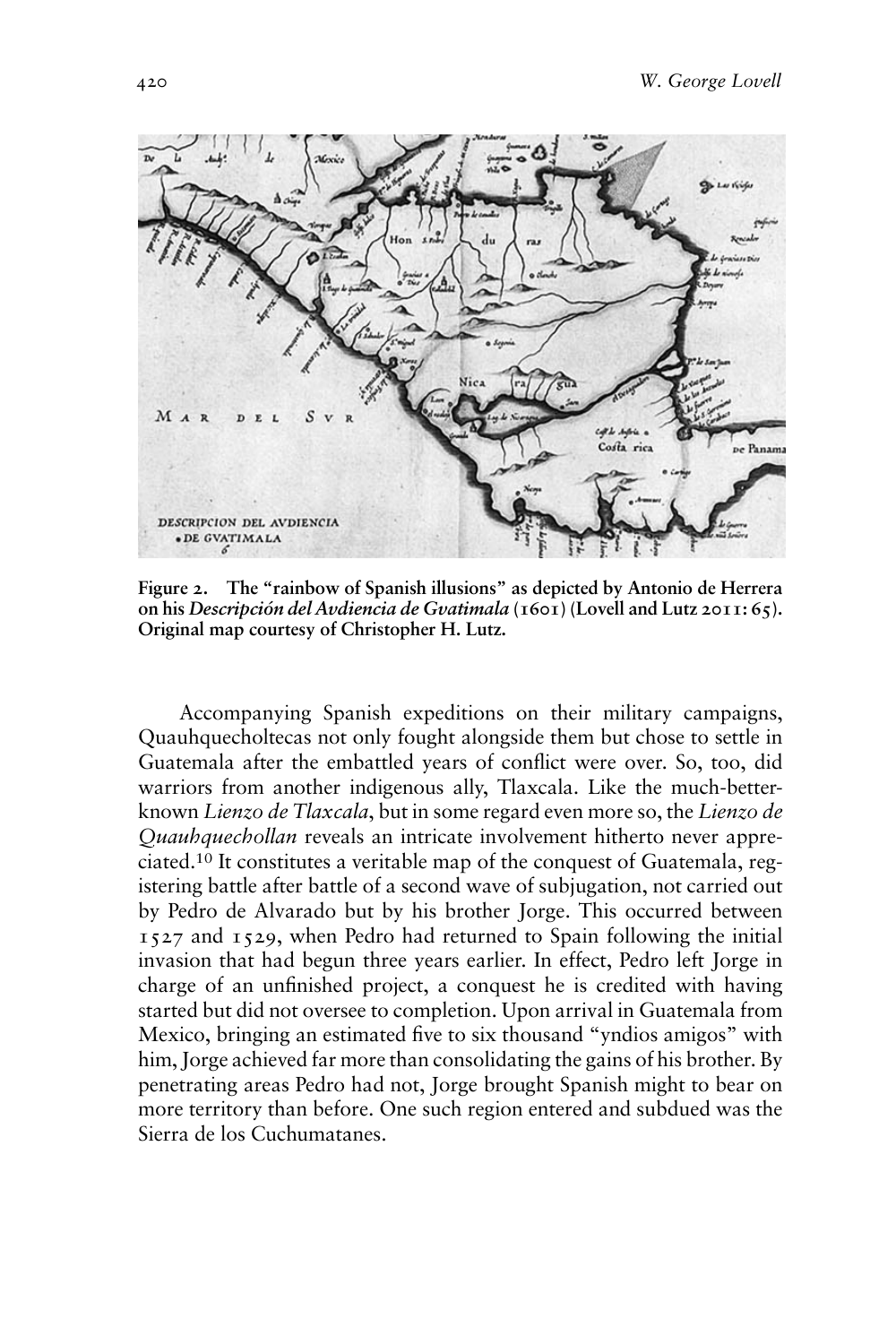**Figure 2. The "rainbow of Spanish illusions" as depicted by Antonio de Herrera on his *Descripción del Avdiencia de Gvatimala* (1601) (Lovell and Lutz 2011: 65). Original map courtesy of Christopher H. Lutz.**

Accompanying Spanish expeditions on their military campaigns, Quauhquecholtecas not only fought alongside them but chose to settle in Guatemala after the embattled years of conflict were over. So, too, did warriors from another indigenous ally, Tlaxcala. Like the much-better-known *Lienzo de Tlaxcala*, but in some regard even more so, the *Lienzo de Quauhquechollan* reveals an intricate involvement hitherto never appreciated.[10] It constitutes a veritable map of the conquest of Guatemala, registering battle after battle of a second wave of subjugation, not carried out by Pedro de Alvarado but by his brother Jorge. This occurred between 1527 and 1529, when Pedro had returned to Spain following the initial invasion that had begun three years earlier. In effect, Pedro left Jorge in charge of an unfinished project, a conquest he is credited with having started but did not oversee to completion. Upon arrival in Guatemala from Mexico, bringing an estimated five to six thousand "yndios amigos" with him, Jorge achieved far more than consolidating the gains of his brother. By penetrating areas Pedro had not, Jorge brought Spanish might to bear on more territory than before. One such region entered and subdued was the Sierra de los Cuchumatanes.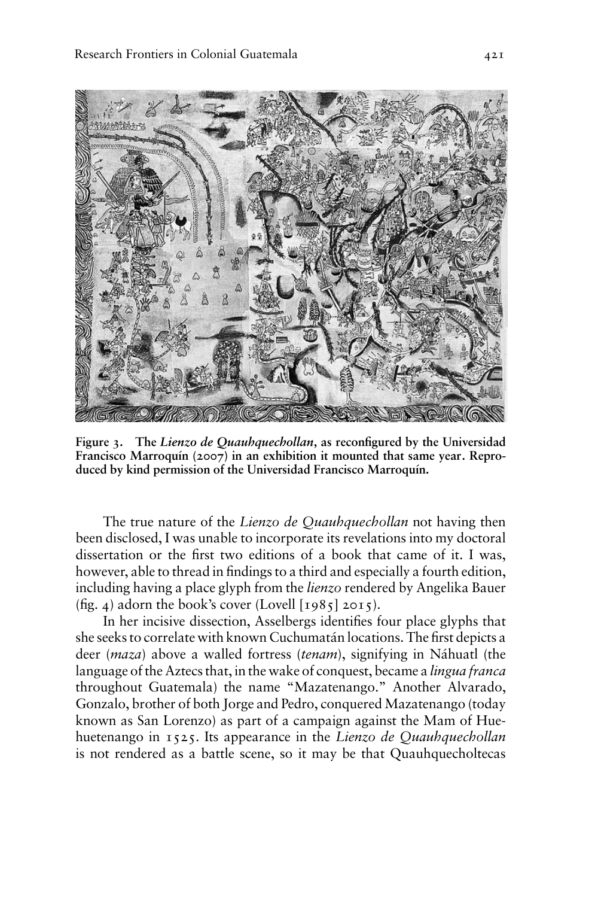Figure 3. The *Lienzo de Quauhquechollan*, as reconfigured by the Universidad Francisco Marroquín (2007) in an exhibition it mounted that same year. Reproduced by kind permission of the Universidad Francisco Marroquín.

The true nature of the *Lienzo de Quauhquechollan* not having then been disclosed, I was unable to incorporate its revelations into my doctoral dissertation or the first two editions of a book that came of it. I was, however, able to thread in findings to a third and especially a fourth edition, including having a place glyph from the *lienzo* rendered by Angelika Bauer (fig. 4) adorn the book's cover (Lovell [1985] 2015).

In her incisive dissection, Asselbergs identifies four place glyphs that she seeks to correlate with known Cuchumatán locations. The first depicts a deer (*maza*) above a walled fortress (*tenam*), signifying in Náhuatl (the language of the Aztecs that, in the wake of conquest, became a *lingua franca* throughout Guatemala) the name "Mazatenango." Another Alvarado, Gonzalo, brother of both Jorge and Pedro, conquered Mazatenango (today known as San Lorenzo) as part of a campaign against the Mam of Huehuetenango in 1525. Its appearance in the *Lienzo de Quauhquechollan* is not rendered as a battle scene, so it may be that Quauhquecholtecas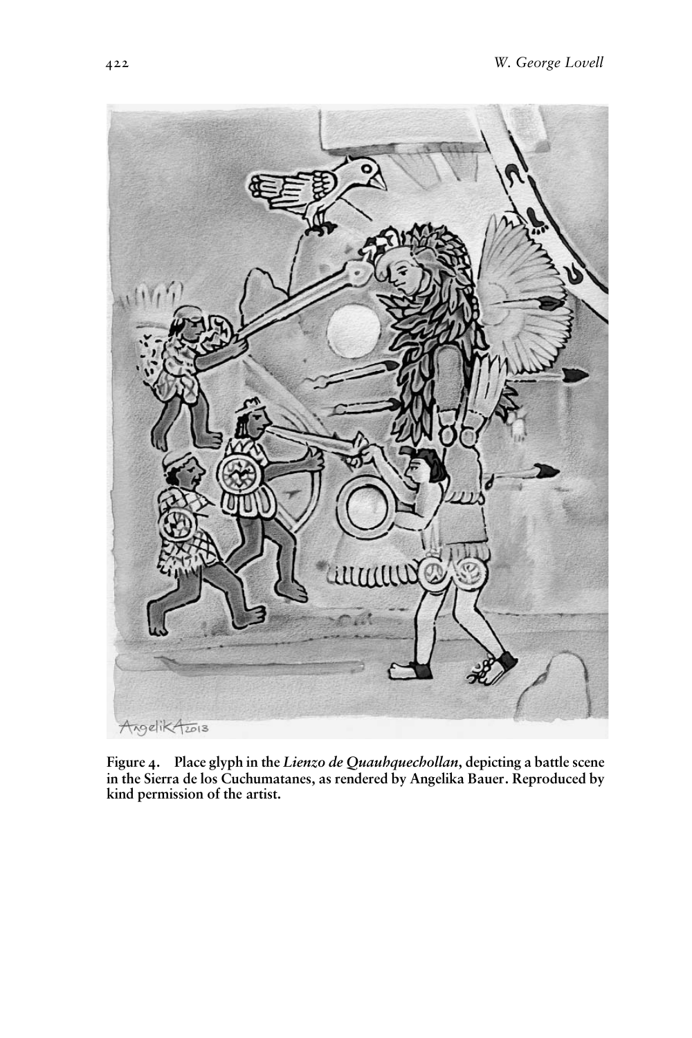**Figure 4. Place glyph in the *Lienzo de Quauhquechollan*, depicting a battle scene in the Sierra de los Cuchumatanes, as rendered by Angelika Bauer. Reproduced by kind permission of the artist.**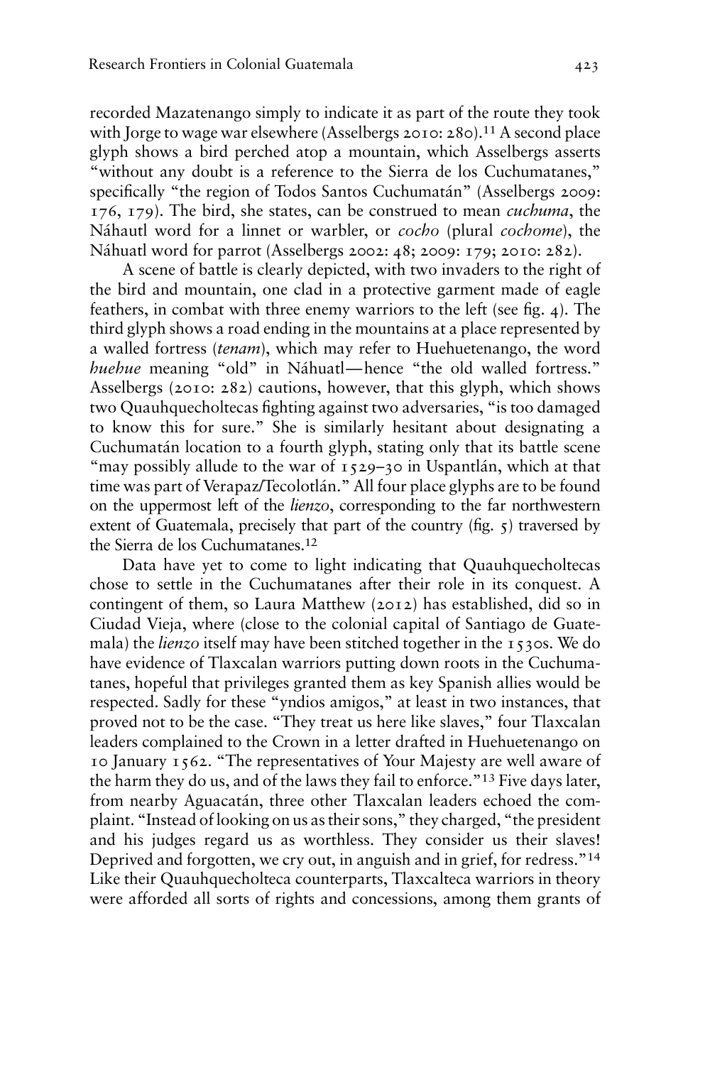recorded Mazatenango simply to indicate it as part of the route they took with Jorge to wage war elsewhere (Asselbergs 2010: 280).[11] A second place glyph shows a bird perched atop a mountain, which Asselbergs asserts "without any doubt is a reference to the Sierra de los Cuchumatanes," specifically "the region of Todos Santos Cuchumatán" (Asselbergs 2009: 176, 179). The bird, she states, can be construed to mean *cuchuma*, the Náhautl word for a linnet or warbler, or *cocho* (plural *cochome*), the Náhuatl word for parrot (Asselbergs 2002: 48; 2009: 179; 2010: 282).

A scene of battle is clearly depicted, with two invaders to the right of the bird and mountain, one clad in a protective garment made of eagle feathers, in combat with three enemy warriors to the left (see fig. 4). The third glyph shows a road ending in the mountains at a place represented by a walled fortress (*tenam*), which may refer to Huehuetenango, the word *huehue* meaning "old" in Náhuatl—hence "the old walled fortress." Asselbergs (2010: 282) cautions, however, that this glyph, which shows two Quauhquecholtecas fighting against two adversaries, "is too damaged to know this for sure." She is similarly hesitant about designating a Cuchumatán location to a fourth glyph, stating only that its battle scene "may possibly allude to the war of 1529–30 in Uspantlán, which at that time was part of Verapaz/Tecolotlán." All four place glyphs are to be found on the uppermost left of the *lienzo*, corresponding to the far northwestern extent of Guatemala, precisely that part of the country (fig. 5) traversed by the Sierra de los Cuchumatanes.[12]

Data have yet to come to light indicating that Quauhquecholtecas chose to settle in the Cuchumatanes after their role in its conquest. A contingent of them, so Laura Matthew (2012) has established, did so in Ciudad Vieja, where (close to the colonial capital of Santiago de Guatemala) the *lienzo* itself may have been stitched together in the 1530s. We do have evidence of Tlaxcalan warriors putting down roots in the Cuchumatanes, hopeful that privileges granted them as key Spanish allies would be respected. Sadly for these "yndios amigos," at least in two instances, that proved not to be the case. "They treat us here like slaves," four Tlaxcalan leaders complained to the Crown in a letter drafted in Huehuetenango on 10 January 1562. "The representatives of Your Majesty are well aware of the harm they do us, and of the laws they fail to enforce."[13] Five days later, from nearby Aguacatán, three other Tlaxcalan leaders echoed the complaint. "Instead of looking on us as their sons," they charged, "the president and his judges regard us as worthless. They consider us their slaves! Deprived and forgotten, we cry out, in anguish and in grief, for redress."[14] Like their Quauhquecholteca counterparts, Tlaxcalteca warriors in theory were afforded all sorts of rights and concessions, among them grants of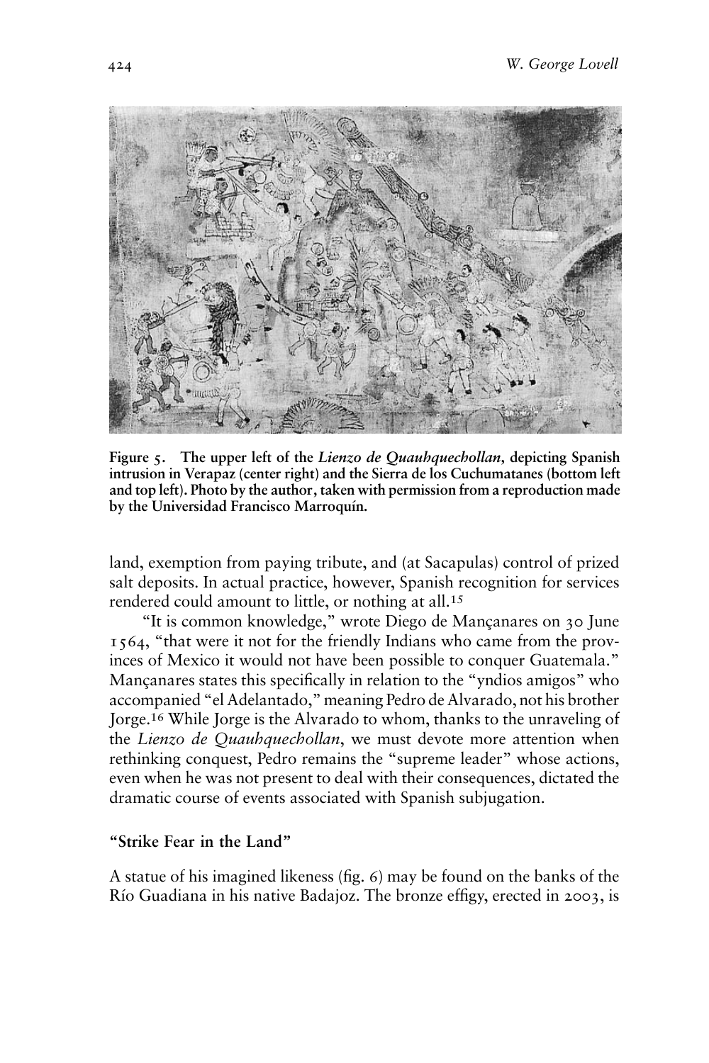**Figure 5. The upper left of the *Lienzo de Quauhquechollan*, depicting Spanish intrusion in Verapaz (center right) and the Sierra de los Cuchumatanes (bottom left and top left). Photo by the author, taken with permission from a reproduction made by the Universidad Francisco Marroquín.**

land, exemption from paying tribute, and (at Sacapulas) control of prized salt deposits. In actual practice, however, Spanish recognition for services rendered could amount to little, or nothing at all.[15]

"It is common knowledge," wrote Diego de Mançanares on 30 June 1564, "that were it not for the friendly Indians who came from the provinces of Mexico it would not have been possible to conquer Guatemala." Mançanares states this specifically in relation to the "yndios amigos" who accompanied "el Adelantado," meaning Pedro de Alvarado, not his brother Jorge.[16] While Jorge is the Alvarado to whom, thanks to the unraveling of the *Lienzo de Quauhquechollan*, we must devote more attention when rethinking conquest, Pedro remains the "supreme leader" whose actions, even when he was not present to deal with their consequences, dictated the dramatic course of events associated with Spanish subjugation.

## "Strike Fear in the Land"

A statue of his imagined likeness (fig. 6) may be found on the banks of the Río Guadiana in his native Badajoz. The bronze effigy, erected in 2003, is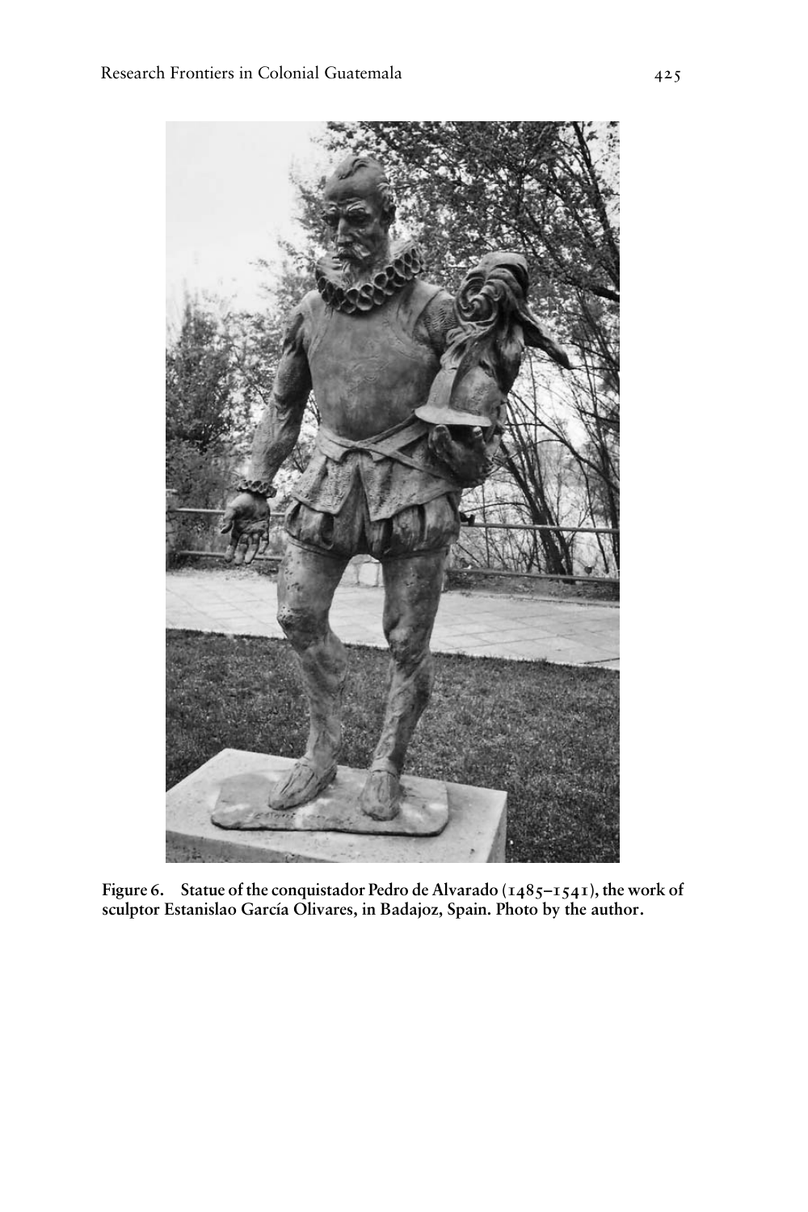**Figure 6. Statue of the conquistador Pedro de Alvarado (1485–1541), the work of sculptor Estanislao García Olivares, in Badajoz, Spain. Photo by the author.**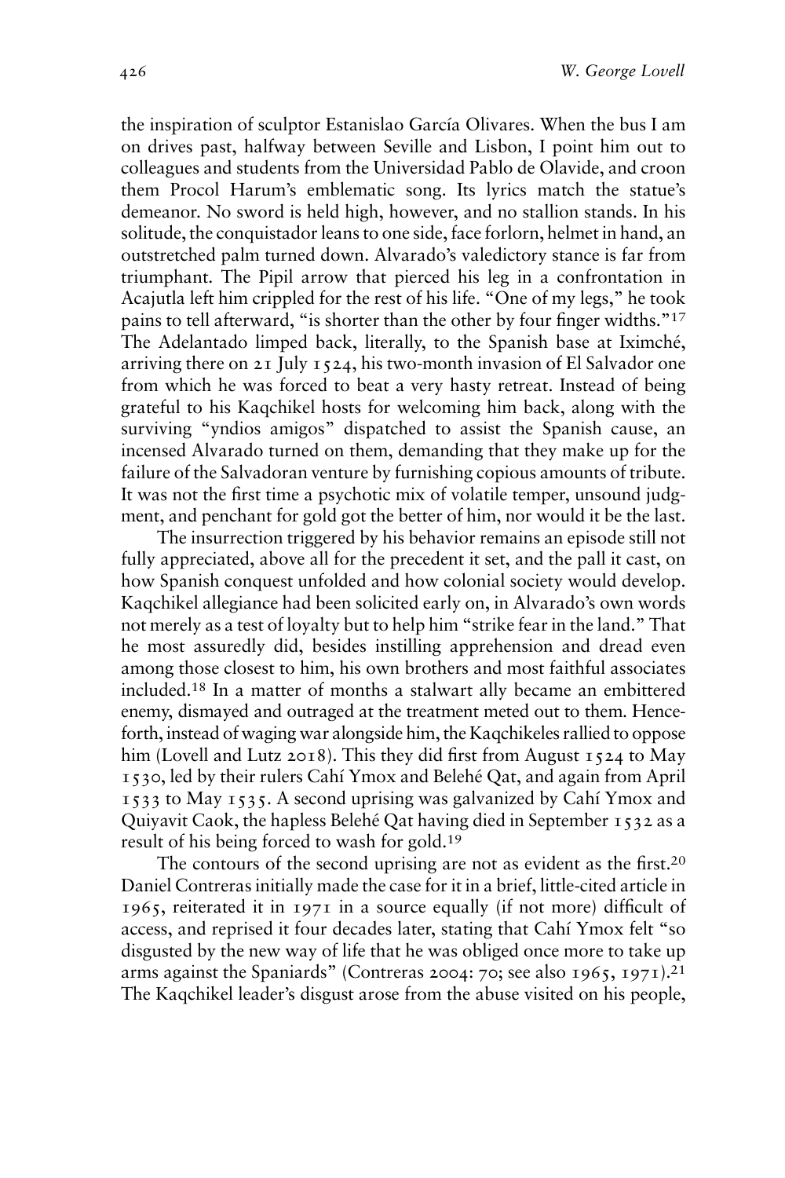the inspiration of sculptor Estanislao García Olivares. When the bus I am on drives past, halfway between Seville and Lisbon, I point him out to colleagues and students from the Universidad Pablo de Olavide, and croon them Procol Harum's emblematic song. Its lyrics match the statue's demeanor. No sword is held high, however, and no stallion stands. In his solitude, the conquistador leans to one side, face forlorn, helmet in hand, an outstretched palm turned down. Alvarado's valedictory stance is far from triumphant. The Pipil arrow that pierced his leg in a confrontation in Acajutla left him crippled for the rest of his life. "One of my legs," he took pains to tell afterward, "is shorter than the other by four finger widths."[17] The Adelantado limped back, literally, to the Spanish base at Iximché, arriving there on 21 July 1524, his two-month invasion of El Salvador one from which he was forced to beat a very hasty retreat. Instead of being grateful to his Kaqchikel hosts for welcoming him back, along with the surviving "yndios amigos" dispatched to assist the Spanish cause, an incensed Alvarado turned on them, demanding that they make up for the failure of the Salvadoran venture by furnishing copious amounts of tribute. It was not the first time a psychotic mix of volatile temper, unsound judgment, and penchant for gold got the better of him, nor would it be the last.

The insurrection triggered by his behavior remains an episode still not fully appreciated, above all for the precedent it set, and the pall it cast, on how Spanish conquest unfolded and how colonial society would develop. Kaqchikel allegiance had been solicited early on, in Alvarado's own words not merely as a test of loyalty but to help him "strike fear in the land." That he most assuredly did, besides instilling apprehension and dread even among those closest to him, his own brothers and most faithful associates included.[18] In a matter of months a stalwart ally became an embittered enemy, dismayed and outraged at the treatment meted out to them. Henceforth, instead of waging war alongside him, the Kaqchikeles rallied to oppose him (Lovell and Lutz 2018). This they did first from August 1524 to May 1530, led by their rulers Cahí Ymox and Belehé Qat, and again from April 1533 to May 1535. A second uprising was galvanized by Cahí Ymox and Quiyavit Caok, the hapless Belehé Qat having died in September 1532 as a result of his being forced to wash for gold.[19]

The contours of the second uprising are not as evident as the first.[20] Daniel Contreras initially made the case for it in a brief, little-cited article in 1965, reiterated it in 1971 in a source equally (if not more) difficult of access, and reprised it four decades later, stating that Cahí Ymox felt "so disgusted by the new way of life that he was obliged once more to take up arms against the Spaniards" (Contreras 2004: 70; see also 1965, 1971).[21] The Kaqchikel leader's disgust arose from the abuse visited on his people,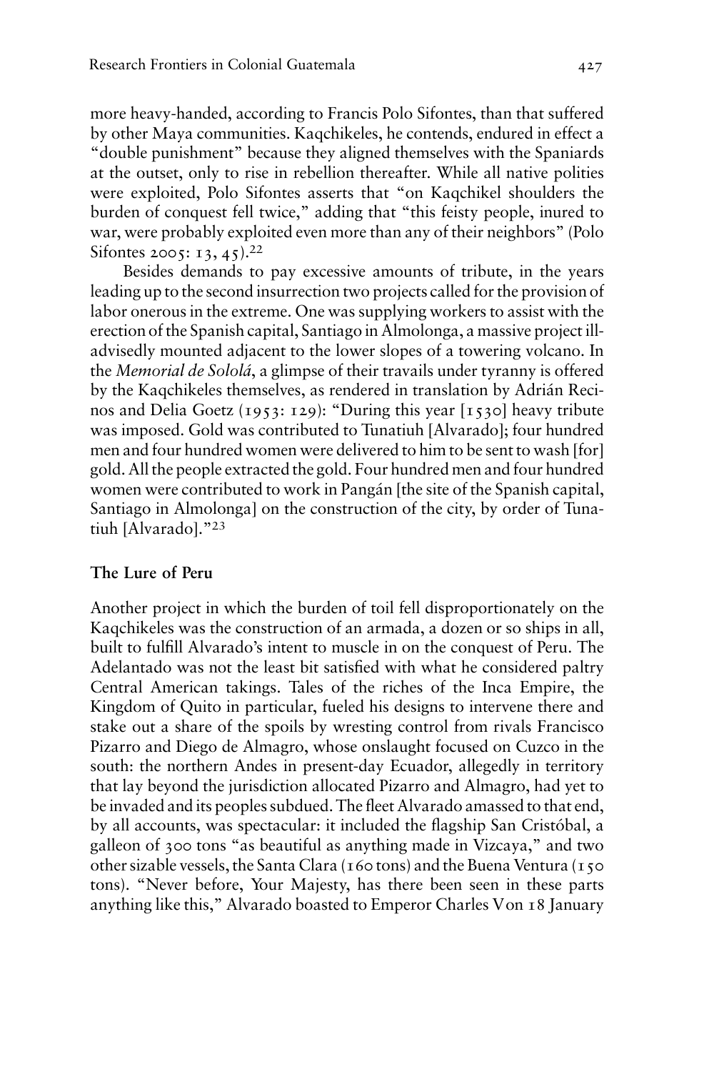more heavy-handed, according to Francis Polo Sifontes, than that suffered by other Maya communities. Kaqchikeles, he contends, endured in effect a "double punishment" because they aligned themselves with the Spaniards at the outset, only to rise in rebellion thereafter. While all native polities were exploited, Polo Sifontes asserts that "on Kaqchikel shoulders the burden of conquest fell twice," adding that "this feisty people, inured to war, were probably exploited even more than any of their neighbors" (Polo Sifontes 2005: 13, 45).[22]

Besides demands to pay excessive amounts of tribute, in the years leading up to the second insurrection two projects called for the provision of labor onerous in the extreme. One was supplying workers to assist with the erection of the Spanish capital, Santiago in Almolonga, a massive project ill-advisedly mounted adjacent to the lower slopes of a towering volcano. In the *Memorial de Sololá*, a glimpse of their travails under tyranny is offered by the Kaqchikeles themselves, as rendered in translation by Adrián Recinos and Delia Goetz (1953: 129): "During this year [1530] heavy tribute was imposed. Gold was contributed to Tunatiuh [Alvarado]; four hundred men and four hundred women were delivered to him to be sent to wash [for] gold. All the people extracted the gold. Four hundred men and four hundred women were contributed to work in Pangán [the site of the Spanish capital, Santiago in Almolonga] on the construction of the city, by order of Tunatiuh [Alvarado]."[23]

## The Lure of Peru

Another project in which the burden of toil fell disproportionately on the Kaqchikeles was the construction of an armada, a dozen or so ships in all, built to fulfill Alvarado's intent to muscle in on the conquest of Peru. The Adelantado was not the least bit satisfied with what he considered paltry Central American takings. Tales of the riches of the Inca Empire, the Kingdom of Quito in particular, fueled his designs to intervene there and stake out a share of the spoils by wresting control from rivals Francisco Pizarro and Diego de Almagro, whose onslaught focused on Cuzco in the south: the northern Andes in present-day Ecuador, allegedly in territory that lay beyond the jurisdiction allocated Pizarro and Almagro, had yet to be invaded and its peoples subdued. The fleet Alvarado amassed to that end, by all accounts, was spectacular: it included the flagship San Cristóbal, a galleon of 300 tons "as beautiful as anything made in Vizcaya," and two other sizable vessels, the Santa Clara (160 tons) and the Buena Ventura (150 tons). "Never before, Your Majesty, has there been seen in these parts anything like this," Alvarado boasted to Emperor Charles V on 18 January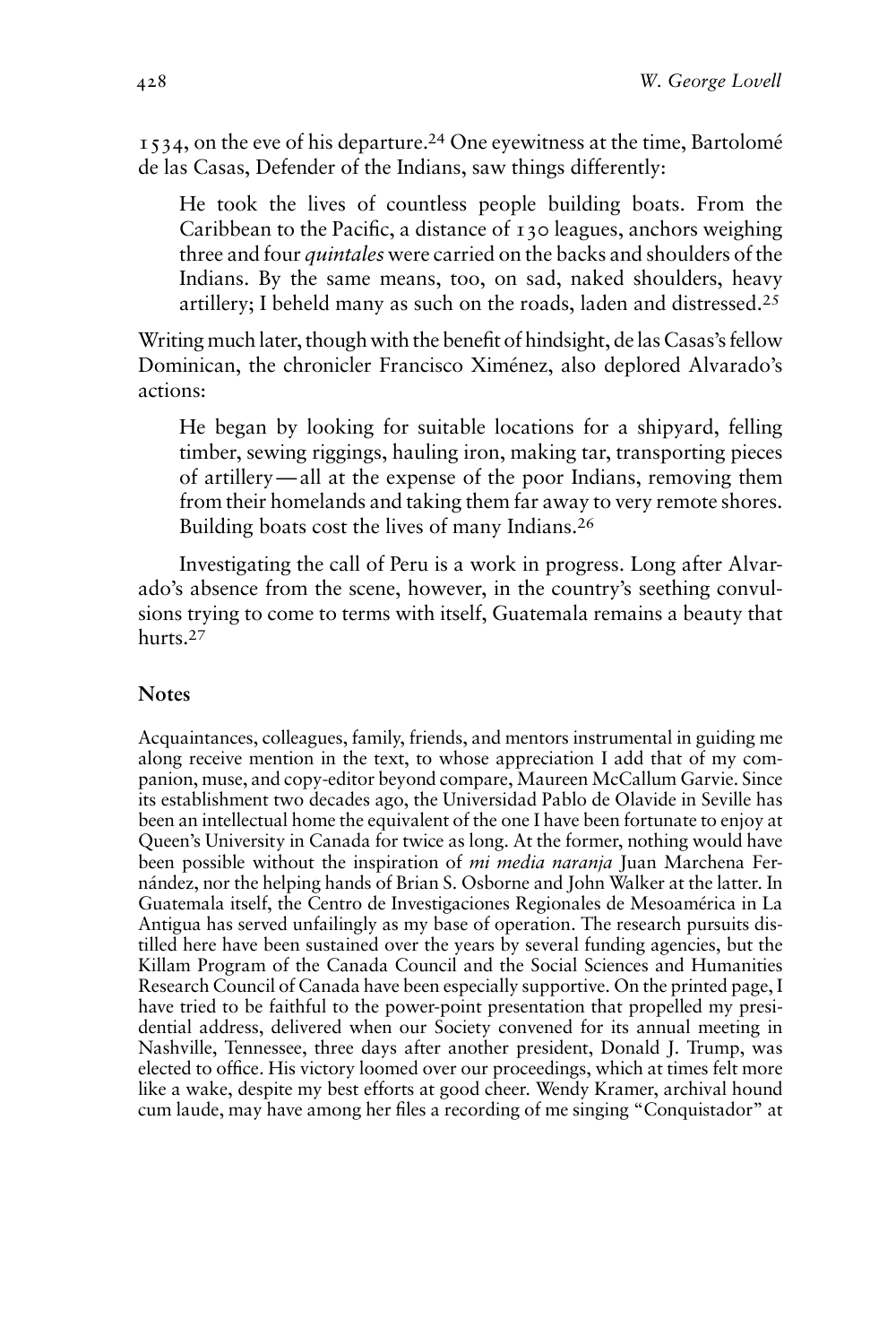1534, on the eve of his departure.[24] One eyewitness at the time, Bartolomé de las Casas, Defender of the Indians, saw things differently:

> He took the lives of countless people building boats. From the Caribbean to the Pacific, a distance of 130 leagues, anchors weighing three and four *quintales* were carried on the backs and shoulders of the Indians. By the same means, too, on sad, naked shoulders, heavy artillery; I beheld many as such on the roads, laden and distressed.[25]

Writing much later, though with the benefit of hindsight, de las Casas's fellow Dominican, the chronicler Francisco Ximénez, also deplored Alvarado's actions:

> He began by looking for suitable locations for a shipyard, felling timber, sewing riggings, hauling iron, making tar, transporting pieces of artillery — all at the expense of the poor Indians, removing them from their homelands and taking them far away to very remote shores. Building boats cost the lives of many Indians.[26]

Investigating the call of Peru is a work in progress. Long after Alvarado's absence from the scene, however, in the country's seething convulsions trying to come to terms with itself, Guatemala remains a beauty that hurts.[27]

## Notes

Acquaintances, colleagues, family, friends, and mentors instrumental in guiding me along receive mention in the text, to whose appreciation I add that of my companion, muse, and copy-editor beyond compare, Maureen McCallum Garvie. Since its establishment two decades ago, the Universidad Pablo de Olavide in Seville has been an intellectual home the equivalent of the one I have been fortunate to enjoy at Queen's University in Canada for twice as long. At the former, nothing would have been possible without the inspiration of *mi media naranja* Juan Marchena Fernández, nor the helping hands of Brian S. Osborne and John Walker at the latter. In Guatemala itself, the Centro de Investigaciones Regionales de Mesoamérica in La Antigua has served unfailingly as my base of operation. The research pursuits distilled here have been sustained over the years by several funding agencies, but the Killam Program of the Canada Council and the Social Sciences and Humanities Research Council of Canada have been especially supportive. On the printed page, I have tried to be faithful to the power-point presentation that propelled my presidential address, delivered when our Society convened for its annual meeting in Nashville, Tennessee, three days after another president, Donald J. Trump, was elected to office. His victory loomed over our proceedings, which at times felt more like a wake, despite my best efforts at good cheer. Wendy Kramer, archival hound cum laude, may have among her files a recording of me singing "Conquistador" at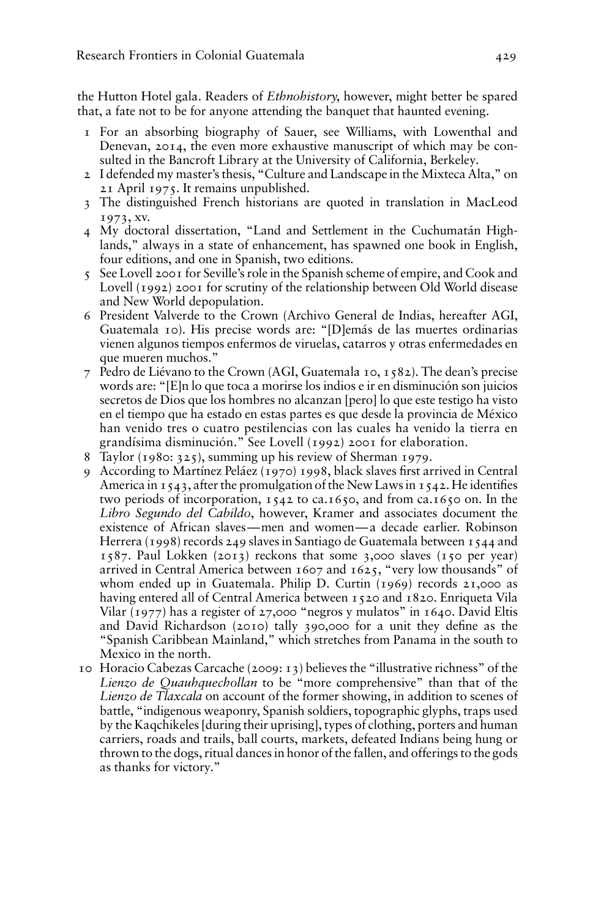the Hutton Hotel gala. Readers of *Ethnohistory*, however, might better be spared that, a fate not to be for anyone attending the banquet that haunted evening.

1 For an absorbing biography of Sauer, see Williams, with Lowenthal and Denevan, 2014, the even more exhaustive manuscript of which may be consulted in the Bancroft Library at the University of California, Berkeley.

2 I defended my master's thesis, "Culture and Landscape in the Mixteca Alta," on 21 April 1975. It remains unpublished.

3 The distinguished French historians are quoted in translation in MacLeod 1973, xv.

4 My doctoral dissertation, "Land and Settlement in the Cuchumatán Highlands," always in a state of enhancement, has spawned one book in English, four editions, and one in Spanish, two editions.

5 See Lovell 2001 for Seville's role in the Spanish scheme of empire, and Cook and Lovell (1992) 2001 for scrutiny of the relationship between Old World disease and New World depopulation.

6 President Valverde to the Crown (Archivo General de Indias, hereafter AGI, Guatemala 10). His precise words are: "[D]emás de las muertes ordinarias vienen algunos tiempos enfermos de viruelas, catarros y otras enfermedades en que mueren muchos."

7 Pedro de Liévano to the Crown (AGI, Guatemala 10, 1582). The dean's precise words are: "[E]n lo que toca a morirse los indios e ir en disminución son juicios secretos de Dios que los hombres no alcanzan [pero] lo que este testigo ha visto en el tiempo que ha estado en estas partes es que desde la provincia de México han venido tres o cuatro pestilencias con las cuales ha venido la tierra en grandísima disminución." See Lovell (1992) 2001 for elaboration.

8 Taylor (1980: 325), summing up his review of Sherman 1979.

9 According to Martínez Peláez (1970) 1998, black slaves first arrived in Central America in 1543, after the promulgation of the New Laws in 1542. He identifies two periods of incorporation, 1542 to ca.1650, and from ca.1650 on. In the *Libro Segundo del Cabildo*, however, Kramer and associates document the existence of African slaves—men and women—a decade earlier. Robinson Herrera (1998) records 249 slaves in Santiago de Guatemala between 1544 and 1587. Paul Lokken (2013) reckons that some 3,000 slaves (150 per year) arrived in Central America between 1607 and 1625, "very low thousands" of whom ended up in Guatemala. Philip D. Curtin (1969) records 21,000 as having entered all of Central America between 1520 and 1820. Enriqueta Vila Vilar (1977) has a register of 27,000 "negros y mulatos" in 1640. David Eltis and David Richardson (2010) tally 390,000 for a unit they define as the "Spanish Caribbean Mainland," which stretches from Panama in the south to Mexico in the north.

10 Horacio Cabezas Carcache (2009: 13) believes the "illustrative richness" of the *Lienzo de Quauhquechollan* to be "more comprehensive" than that of the *Lienzo de Tlaxcala* on account of the former showing, in addition to scenes of battle, "indigenous weaponry, Spanish soldiers, topographic glyphs, traps used by the Kaqchikeles [during their uprising], types of clothing, porters and human carriers, roads and trails, ball courts, markets, defeated Indians being hung or thrown to the dogs, ritual dances in honor of the fallen, and offerings to the gods as thanks for victory."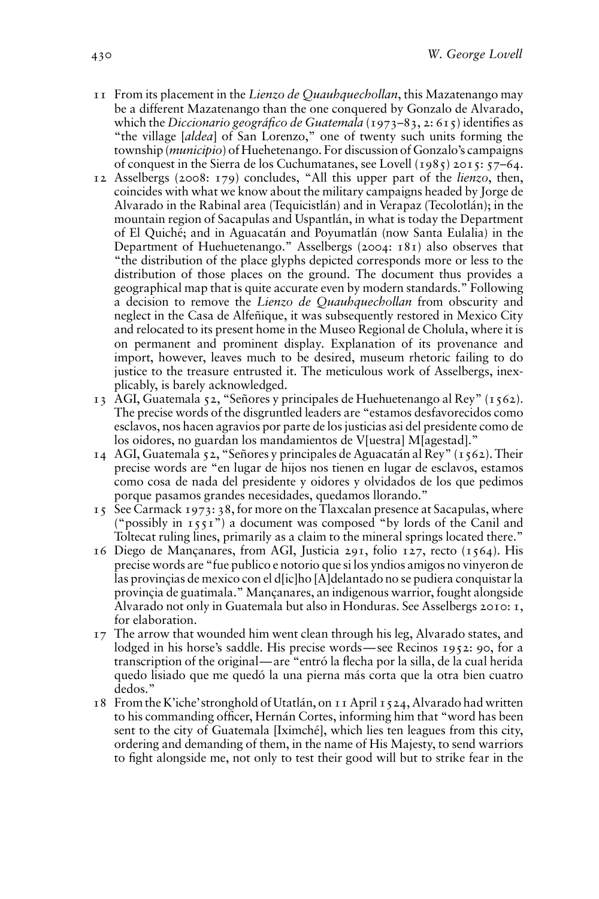11 From its placement in the *Lienzo de Quauhquechollan*, this Mazatenango may be a different Mazatenango than the one conquered by Gonzalo de Alvarado, which the *Diccionario geográfico de Guatemala* (1973–83, 2: 615) identifies as "the village [*aldea*] of San Lorenzo," one of twenty such units forming the township (*municipio*) of Huehetenango. For discussion of Gonzalo's campaigns of conquest in the Sierra de los Cuchumatanes, see Lovell (1985) 2015: 57–64.

12 Asselbergs (2008: 179) concludes, "All this upper part of the *lienzo*, then, coincides with what we know about the military campaigns headed by Jorge de Alvarado in the Rabinal area (Tequicistlán) and in Verapaz (Tecolotlán); in the mountain region of Sacapulas and Uspantlán, in what is today the Department of El Quiché; and in Aguacatán and Poyumatlán (now Santa Eulalia) in the Department of Huehuetenango." Asselbergs (2004: 181) also observes that "the distribution of the place glyphs depicted corresponds more or less to the distribution of those places on the ground. The document thus provides a geographical map that is quite accurate even by modern standards." Following a decision to remove the *Lienzo de Quauhquechollan* from obscurity and neglect in the Casa de Alfeñique, it was subsequently restored in Mexico City and relocated to its present home in the Museo Regional de Cholula, where it is on permanent and prominent display. Explanation of its provenance and import, however, leaves much to be desired, museum rhetoric failing to do justice to the treasure entrusted it. The meticulous work of Asselbergs, inexplicably, is barely acknowledged.

13 AGI, Guatemala 52, "Señores y principales de Huehuetenango al Rey" (1562). The precise words of the disgruntled leaders are "estamos desfavorecidos como esclavos, nos hacen agravios por parte de los justicias asi del presidente como de los oidores, no guardan los mandamientos de V[uestra] M[agestad]."

14 AGI, Guatemala 52, "Señores y principales de Aguacatán al Rey" (1562). Their precise words are "en lugar de hijos nos tienen en lugar de esclavos, estamos como cosa de nada del presidente y oidores y olvidados de los que pedimos porque pasamos grandes necesidades, quedamos llorando."

15 See Carmack 1973: 38, for more on the Tlaxcalan presence at Sacapulas, where ("possibly in 1551") a document was composed "by lords of the Canil and Toltecat ruling lines, primarily as a claim to the mineral springs located there."

16 Diego de Mançanares, from AGI, Justicia 291, folio 127, recto (1564). His precise words are "fue publico e notorio que si los yndios amigos no vinyeron de las provinçias de mexico con el d[ic]ho [A]delantado no se pudiera conquistar la provinçia de guatimala." Mançanares, an indigenous warrior, fought alongside Alvarado not only in Guatemala but also in Honduras. See Asselbergs 2010: 1, for elaboration.

17 The arrow that wounded him went clean through his leg, Alvarado states, and lodged in his horse's saddle. His precise words—see Recinos 1952: 90, for a transcription of the original—are "entró la flecha por la silla, de la cual herida quedo lisiado que me quedó la una pierna más corta que la otra bien cuatro dedos."

18 From the K'iche' stronghold of Utatlán, on 11 April 1524, Alvarado had written to his commanding officer, Hernán Cortes, informing him that "word has been sent to the city of Guatemala [Iximché], which lies ten leagues from this city, ordering and demanding of them, in the name of His Majesty, to send warriors to fight alongside me, not only to test their good will but to strike fear in the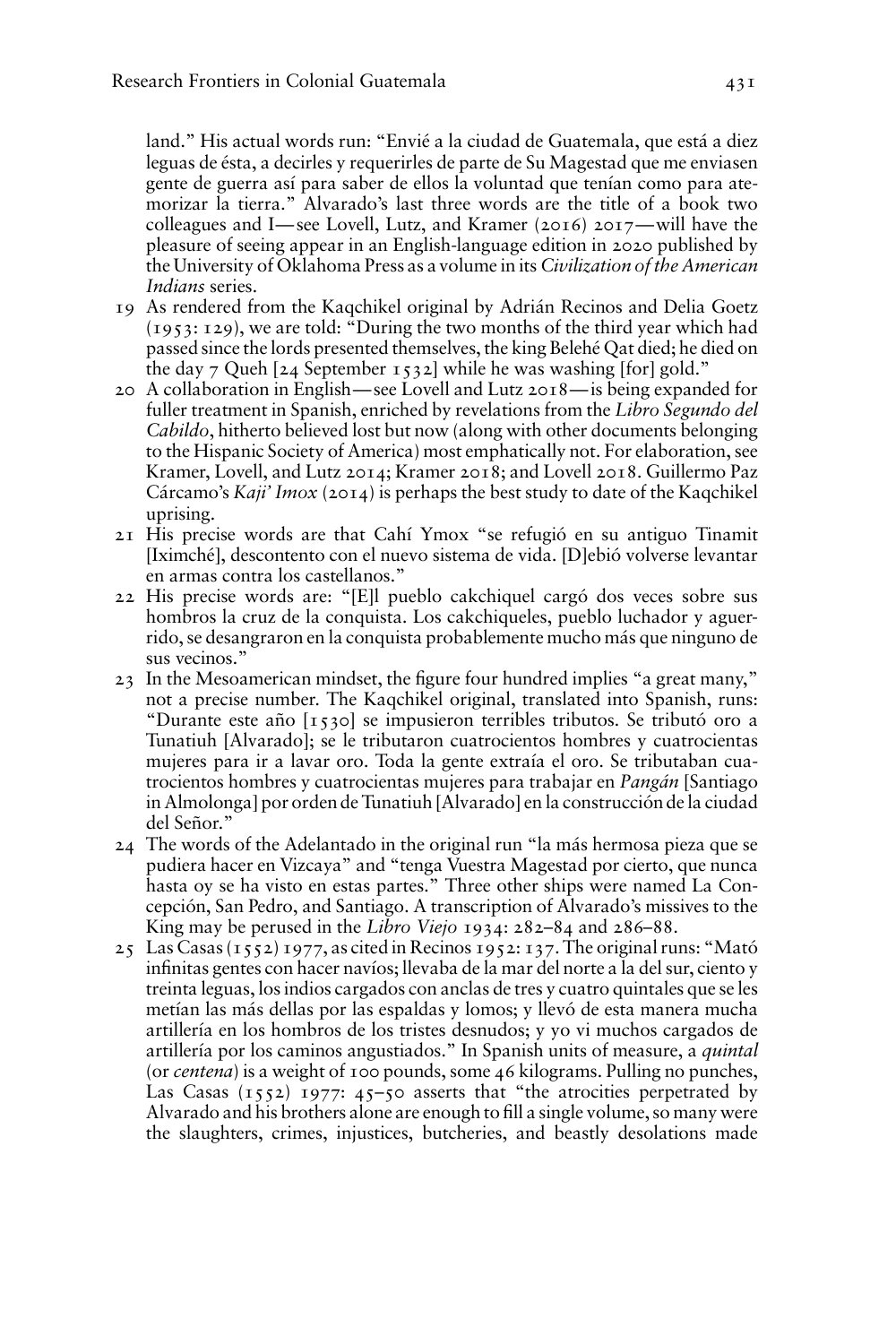land." His actual words run: "Envié a la ciudad de Guatemala, que está a diez leguas de ésta, a decirles y requerirles de parte de Su Magestad que me enviasen gente de guerra así para saber de ellos la voluntad que tenían como para atemorizar la tierra." Alvarado's last three words are the title of a book two colleagues and I—see Lovell, Lutz, and Kramer (2016) 2017—will have the pleasure of seeing appear in an English-language edition in 2020 published by the University of Oklahoma Press as a volume in its *Civilization of the American Indians* series.

19 As rendered from the Kaqchikel original by Adrián Recinos and Delia Goetz (1953: 129), we are told: "During the two months of the third year which had passed since the lords presented themselves, the king Belehé Qat died; he died on the day 7 Queh [24 September 1532] while he was washing [for] gold."

20 A collaboration in English—see Lovell and Lutz 2018—is being expanded for fuller treatment in Spanish, enriched by revelations from the *Libro Segundo del Cabildo*, hitherto believed lost but now (along with other documents belonging to the Hispanic Society of America) most emphatically not. For elaboration, see Kramer, Lovell, and Lutz 2014; Kramer 2018; and Lovell 2018. Guillermo Paz Cárcamo's *Kaji' Imox* (2014) is perhaps the best study to date of the Kaqchikel uprising.

21 His precise words are that Cahí Ymox "se refugió en su antiguo Tinamit [Iximché], descontento con el nuevo sistema de vida. [D]ebió volverse levantar en armas contra los castellanos."

22 His precise words are: "[E]l pueblo cakchiquel cargó dos veces sobre sus hombros la cruz de la conquista. Los cakchiqueles, pueblo luchador y aguerrido, se desangraron en la conquista probablemente mucho más que ninguno de sus vecinos."

23 In the Mesoamerican mindset, the figure four hundred implies "a great many," not a precise number. The Kaqchikel original, translated into Spanish, runs: "Durante este año [1530] se impusieron terribles tributos. Se tributó oro a Tunatiuh [Alvarado]; se le tributaron cuatrocientos hombres y cuatrocientas mujeres para ir a lavar oro. Toda la gente extraía el oro. Se tributaban cuatrocientos hombres y cuatrocientas mujeres para trabajar en *Pangán* [Santiago in Almolonga] por orden de Tunatiuh [Alvarado] en la construcción de la ciudad del Señor."

24 The words of the Adelantado in the original run "la más hermosa pieza que se pudiera hacer en Vizcaya" and "tenga Vuestra Magestad por cierto, que nunca hasta oy se ha visto en estas partes." Three other ships were named La Concepción, San Pedro, and Santiago. A transcription of Alvarado's missives to the King may be perused in the *Libro Viejo* 1934: 282–84 and 286–88.

25 Las Casas (1552) 1977, as cited in Recinos 1952: 137. The original runs: "Mató infinitas gentes con hacer navíos; llevaba de la mar del norte a la del sur, ciento y treinta leguas, los indios cargados con anclas de tres y cuatro quintales que se les metían las más dellas por las espaldas y lomos; y llevó de esta manera mucha artillería en los hombros de los tristes desnudos; y yo vi muchos cargados de artillería por los caminos angustiados." In Spanish units of measure, a *quintal* (or *centena*) is a weight of 100 pounds, some 46 kilograms. Pulling no punches, Las Casas (1552) 1977: 45–50 asserts that "the atrocities perpetrated by Alvarado and his brothers alone are enough to fill a single volume, so many were the slaughters, crimes, injustices, butcheries, and beastly desolations made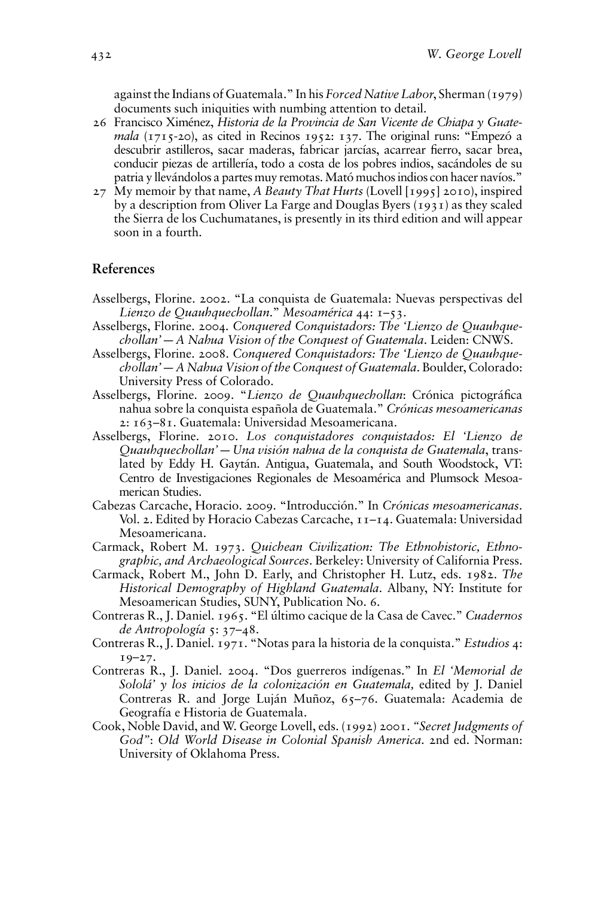against the Indians of Guatemala." In his *Forced Native Labor*, Sherman (1979) documents such iniquities with numbing attention to detail.

26 Francisco Ximénez, *Historia de la Provincia de San Vicente de Chiapa y Guatemala* (1715-20), as cited in Recinos 1952: 137. The original runs: "Empezó a descubrir astilleros, sacar maderas, fabricar jarcías, acarrear fierro, sacar brea, conducir piezas de artillería, todo a costa de los pobres indios, sacándoles de su patria y llevándolos a partes muy remotas. Mató muchos indios con hacer navíos."

27 My memoir by that name, *A Beauty That Hurts* (Lovell [1995] 2010), inspired by a description from Oliver La Farge and Douglas Byers (1931) as they scaled the Sierra de los Cuchumatanes, is presently in its third edition and will appear soon in a fourth.

## References

Asselbergs, Florine. 2002. "La conquista de Guatemala: Nuevas perspectivas del *Lienzo de Quauhquechollan*." *Mesoamérica* 44: 1–53.

Asselbergs, Florine. 2004. *Conquered Conquistadors: The 'Lienzo de Quauhquechollan' — A Nahua Vision of the Conquest of Guatemala*. Leiden: CNWS.

Asselbergs, Florine. 2008. *Conquered Conquistadors: The 'Lienzo de Quauhquechollan' — A Nahua Vision of the Conquest of Guatemala*. Boulder, Colorado: University Press of Colorado.

Asselbergs, Florine. 2009. "*Lienzo de Quauhquechollan*: Crónica pictográfica nahua sobre la conquista española de Guatemala." *Crónicas mesoamericanas* 2: 163–81. Guatemala: Universidad Mesoamericana.

Asselbergs, Florine. 2010. *Los conquistadores conquistados: El 'Lienzo de Quauhquechollan' — Una visión nahua de la conquista de Guatemala*, translated by Eddy H. Gaytán. Antigua, Guatemala, and South Woodstock, VT: Centro de Investigaciones Regionales de Mesoamérica and Plumsock Mesoamerican Studies.

Cabezas Carcache, Horacio. 2009. "Introducción." In *Crónicas mesoamericanas*. Vol. 2. Edited by Horacio Cabezas Carcache, 11–14. Guatemala: Universidad Mesoamericana.

Carmack, Robert M. 1973. *Quichean Civilization: The Ethnohistoric, Ethnographic, and Archaeological Sources*. Berkeley: University of California Press.

Carmack, Robert M., John D. Early, and Christopher H. Lutz, eds. 1982. *The Historical Demography of Highland Guatemala*. Albany, NY: Institute for Mesoamerican Studies, SUNY, Publication No. 6.

Contreras R., J. Daniel. 1965. "El último cacique de la Casa de Cavec." *Cuadernos de Antropología* 5: 37–48.

Contreras R., J. Daniel. 1971. "Notas para la historia de la conquista." *Estudios* 4: 19–27.

Contreras R., J. Daniel. 2004. "Dos guerreros indígenas." In *El 'Memorial de Sololá' y los inicios de la colonización en Guatemala,* edited by J. Daniel Contreras R. and Jorge Luján Muñoz, 65–76. Guatemala: Academia de Geografía e Historia de Guatemala.

Cook, Noble David, and W. George Lovell, eds. (1992) 2001. *"Secret Judgments of God": Old World Disease in Colonial Spanish America.* 2nd ed. Norman: University of Oklahoma Press.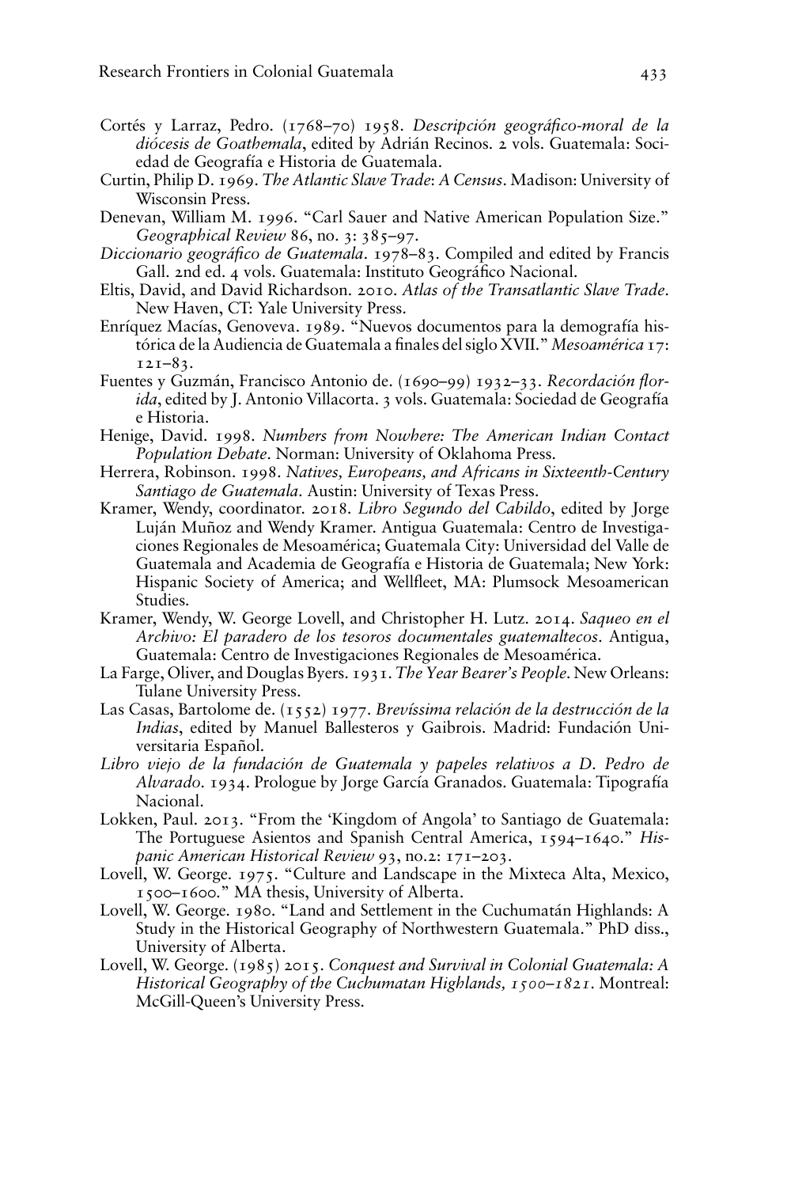Cortés y Larraz, Pedro. (1768–70) 1958. *Descripción geográfico-moral de la diócesis de Goathemala*, edited by Adrián Recinos. 2 vols. Guatemala: Sociedad de Geografía e Historia de Guatemala.

Curtin, Philip D. 1969. *The Atlantic Slave Trade: A Census*. Madison: University of Wisconsin Press.

Denevan, William M. 1996. "Carl Sauer and Native American Population Size." *Geographical Review* 86, no. 3: 385–97.

*Diccionario geográfico de Guatemala*. 1978–83. Compiled and edited by Francis Gall. 2nd ed. 4 vols. Guatemala: Instituto Geográfico Nacional.

Eltis, David, and David Richardson. 2010. *Atlas of the Transatlantic Slave Trade*. New Haven, CT: Yale University Press.

Enríquez Macías, Genoveva. 1989. "Nuevos documentos para la demografía histórica de la Audiencia de Guatemala a finales del siglo XVII." *Mesoamérica* 17: 121–83.

Fuentes y Guzmán, Francisco Antonio de. (1690–99) 1932–33. *Recordación florida*, edited by J. Antonio Villacorta. 3 vols. Guatemala: Sociedad de Geografía e Historia.

Henige, David. 1998. *Numbers from Nowhere: The American Indian Contact Population Debate*. Norman: University of Oklahoma Press.

Herrera, Robinson. 1998. *Natives, Europeans, and Africans in Sixteenth-Century Santiago de Guatemala*. Austin: University of Texas Press.

Kramer, Wendy, coordinator. 2018. *Libro Segundo del Cabildo*, edited by Jorge Luján Muñoz and Wendy Kramer. Antigua Guatemala: Centro de Investigaciones Regionales de Mesoamérica; Guatemala City: Universidad del Valle de Guatemala and Academia de Geografía e Historia de Guatemala; New York: Hispanic Society of America; and Wellfleet, MA: Plumsock Mesoamerican Studies.

Kramer, Wendy, W. George Lovell, and Christopher H. Lutz. 2014. *Saqueo en el Archivo: El paradero de los tesoros documentales guatemaltecos*. Antigua, Guatemala: Centro de Investigaciones Regionales de Mesoamérica.

La Farge, Oliver, and Douglas Byers. 1931. *The Year Bearer's People*. New Orleans: Tulane University Press.

Las Casas, Bartolome de. (1552) 1977. *Brevíssima relación de la destrucción de la Indias*, edited by Manuel Ballesteros y Gaibrois. Madrid: Fundación Universitaria Español.

*Libro viejo de la fundación de Guatemala y papeles relativos a D. Pedro de Alvarado*. 1934. Prologue by Jorge García Granados. Guatemala: Tipografía Nacional.

Lokken, Paul. 2013. "From the 'Kingdom of Angola' to Santiago de Guatemala: The Portuguese Asientos and Spanish Central America, 1594–1640." *Hispanic American Historical Review* 93, no.2: 171–203.

Lovell, W. George. 1975. "Culture and Landscape in the Mixteca Alta, Mexico, 1500–1600." MA thesis, University of Alberta.

Lovell, W. George. 1980. "Land and Settlement in the Cuchumatán Highlands: A Study in the Historical Geography of Northwestern Guatemala." PhD diss., University of Alberta.

Lovell, W. George. (1985) 2015. *Conquest and Survival in Colonial Guatemala: A Historical Geography of the Cuchumatan Highlands, 1500–1821*. Montreal: McGill-Queen's University Press.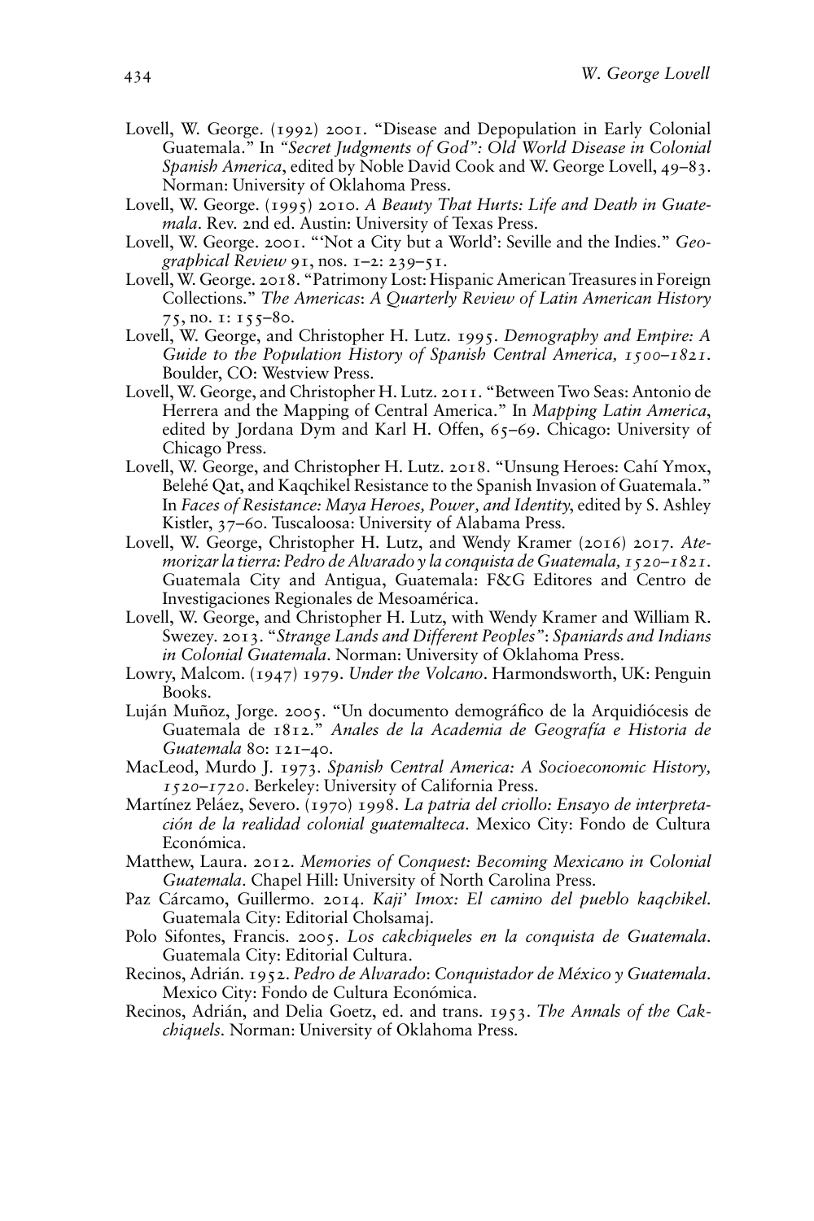Lovell, W. George. (1992) 2001. "Disease and Depopulation in Early Colonial Guatemala." In *"Secret Judgments of God": Old World Disease in Colonial Spanish America*, edited by Noble David Cook and W. George Lovell, 49–83. Norman: University of Oklahoma Press.

Lovell, W. George. (1995) 2010. *A Beauty That Hurts: Life and Death in Guatemala*. Rev. 2nd ed. Austin: University of Texas Press.

Lovell, W. George. 2001. "'Not a City but a World': Seville and the Indies." *Geographical Review* 91, nos. 1–2: 239–51.

Lovell, W. George. 2018. "Patrimony Lost: Hispanic American Treasures in Foreign Collections." *The Americas: A Quarterly Review of Latin American History* 75, no. 1: 155–80.

Lovell, W. George, and Christopher H. Lutz. 1995. *Demography and Empire: A Guide to the Population History of Spanish Central America, 1500–1821*. Boulder, CO: Westview Press.

Lovell, W. George, and Christopher H. Lutz. 2011. "Between Two Seas: Antonio de Herrera and the Mapping of Central America." In *Mapping Latin America*, edited by Jordana Dym and Karl H. Offen, 65–69. Chicago: University of Chicago Press.

Lovell, W. George, and Christopher H. Lutz. 2018. "Unsung Heroes: Cahí Ymox, Belehé Qat, and Kaqchikel Resistance to the Spanish Invasion of Guatemala." In *Faces of Resistance: Maya Heroes, Power, and Identity*, edited by S. Ashley Kistler, 37–60. Tuscaloosa: University of Alabama Press.

Lovell, W. George, Christopher H. Lutz, and Wendy Kramer (2016) 2017. *Atemorizar la tierra: Pedro de Alvarado y la conquista de Guatemala, 1520–1821*. Guatemala City and Antigua, Guatemala: F&G Editores and Centro de Investigaciones Regionales de Mesoamérica.

Lovell, W. George, and Christopher H. Lutz, with Wendy Kramer and William R. Swezey. 2013. *"Strange Lands and Different Peoples": Spaniards and Indians in Colonial Guatemala*. Norman: University of Oklahoma Press.

Lowry, Malcom. (1947) 1979. *Under the Volcano*. Harmondsworth, UK: Penguin Books.

Luján Muñoz, Jorge. 2005. "Un documento demográfico de la Arquidiócesis de Guatemala de 1812." *Anales de la Academia de Geografía e Historia de Guatemala* 80: 121–40.

MacLeod, Murdo J. 1973. *Spanish Central America: A Socioeconomic History, 1520–1720*. Berkeley: University of California Press.

Martínez Peláez, Severo. (1970) 1998. *La patria del criollo: Ensayo de interpretación de la realidad colonial guatemalteca*. Mexico City: Fondo de Cultura Económica.

Matthew, Laura. 2012. *Memories of Conquest: Becoming Mexicano in Colonial Guatemala*. Chapel Hill: University of North Carolina Press.

Paz Cárcamo, Guillermo. 2014. *Kaji' Imox: El camino del pueblo kaqchikel*. Guatemala City: Editorial Cholsamaj.

Polo Sifontes, Francis. 2005. *Los cakchiqueles en la conquista de Guatemala*. Guatemala City: Editorial Cultura.

Recinos, Adrián. 1952. *Pedro de Alvarado: Conquistador de México y Guatemala*. Mexico City: Fondo de Cultura Económica.

Recinos, Adrián, and Delia Goetz, ed. and trans. 1953. *The Annals of the Cakchiquels*. Norman: University of Oklahoma Press.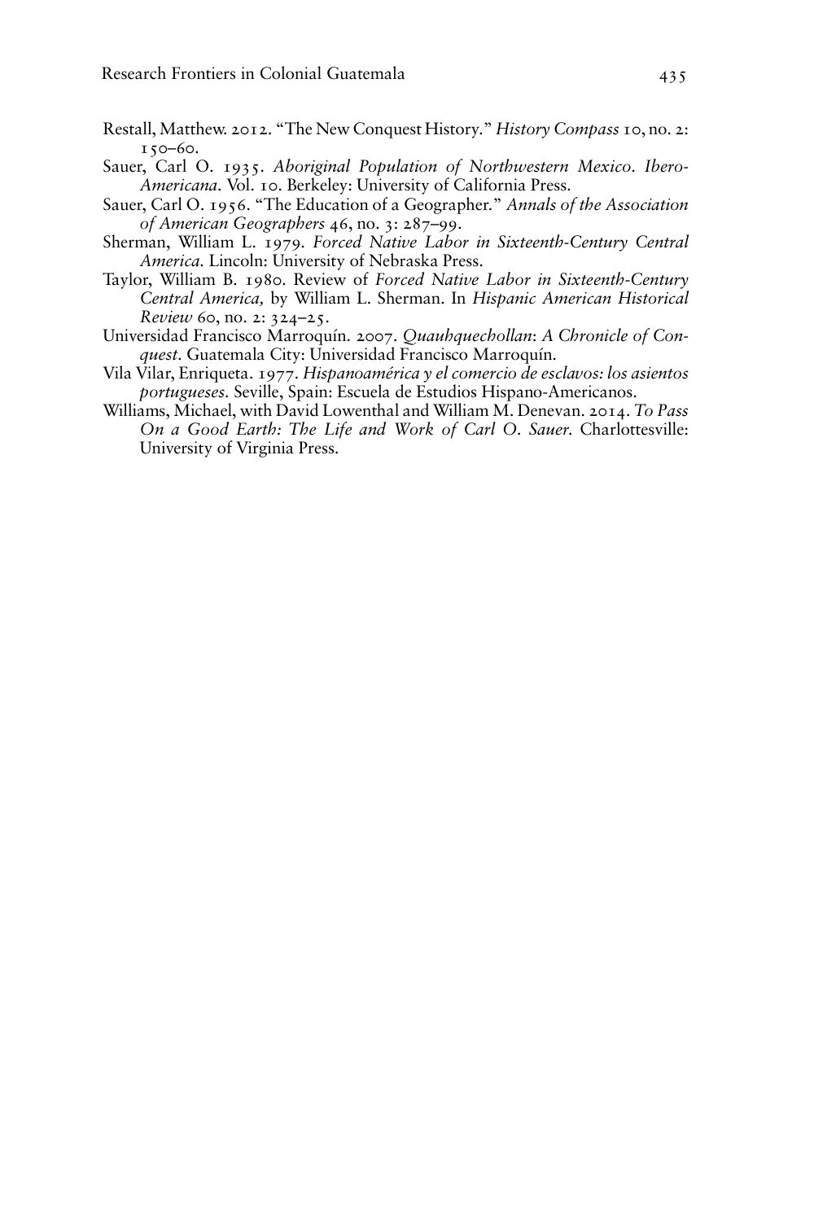Restall, Matthew. 2012. "The New Conquest History." *History Compass* 10, no. 2: 150–60.

Sauer, Carl O. 1935. *Aboriginal Population of Northwestern Mexico. Ibero-Americana.* Vol. 10. Berkeley: University of California Press.

Sauer, Carl O. 1956. "The Education of a Geographer." *Annals of the Association of American Geographers* 46, no. 3: 287–99.

Sherman, William L. 1979. *Forced Native Labor in Sixteenth-Century Central America.* Lincoln: University of Nebraska Press.

Taylor, William B. 1980. Review of *Forced Native Labor in Sixteenth-Century Central America,* by William L. Sherman. In *Hispanic American Historical Review* 60, no. 2: 324–25.

Universidad Francisco Marroquín. 2007. *Quauhquechollan: A Chronicle of Conquest.* Guatemala City: Universidad Francisco Marroquín.

Vila Vilar, Enriqueta. 1977. *Hispanoamérica y el comercio de esclavos: los asientos portugueses.* Seville, Spain: Escuela de Estudios Hispano-Americanos.

Williams, Michael, with David Lowenthal and William M. Denevan. 2014. *To Pass On a Good Earth: The Life and Work of Carl O. Sauer.* Charlottesville: University of Virginia Press.